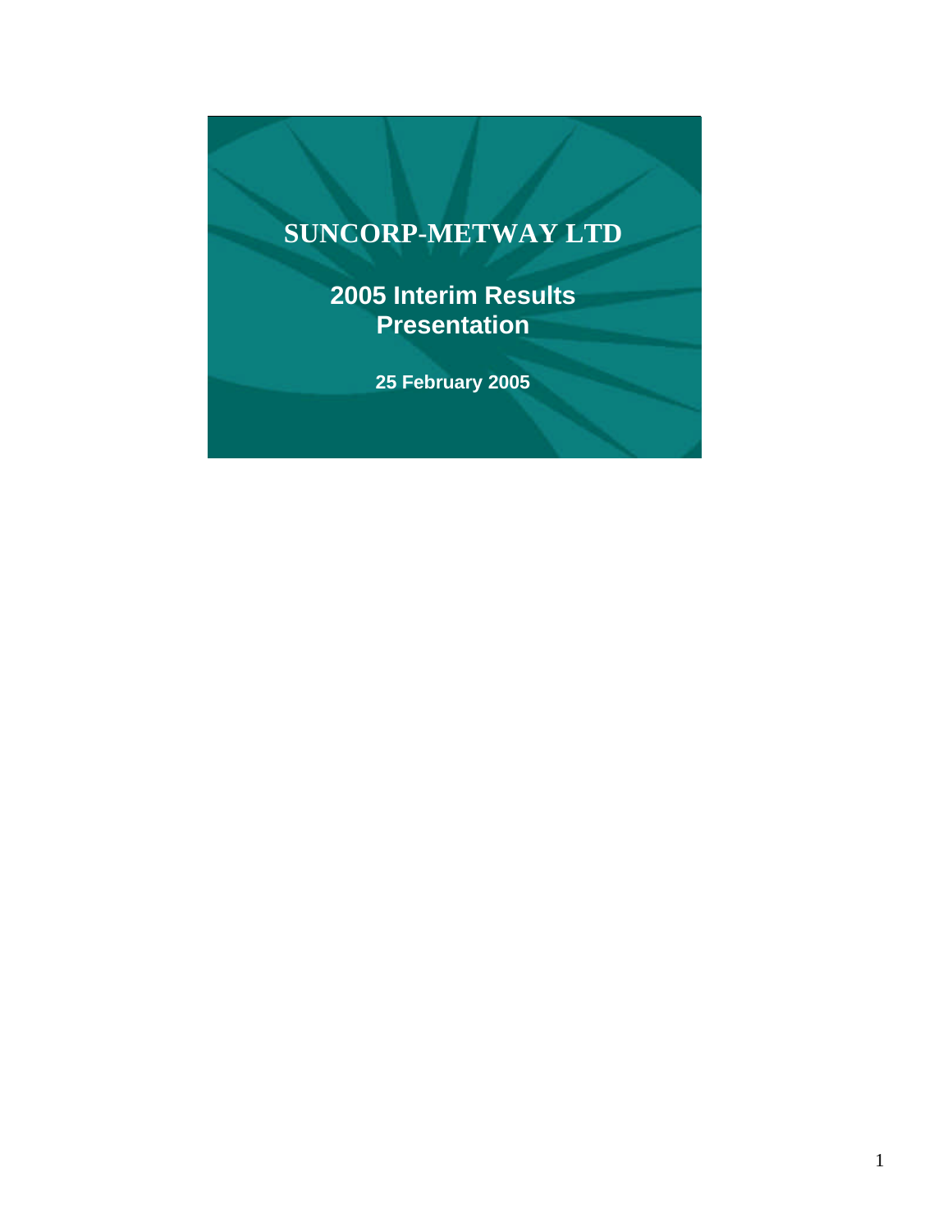# SUNCORP-METWAY LTD

## 2005 Interim Results Presentation

**25 February 2005**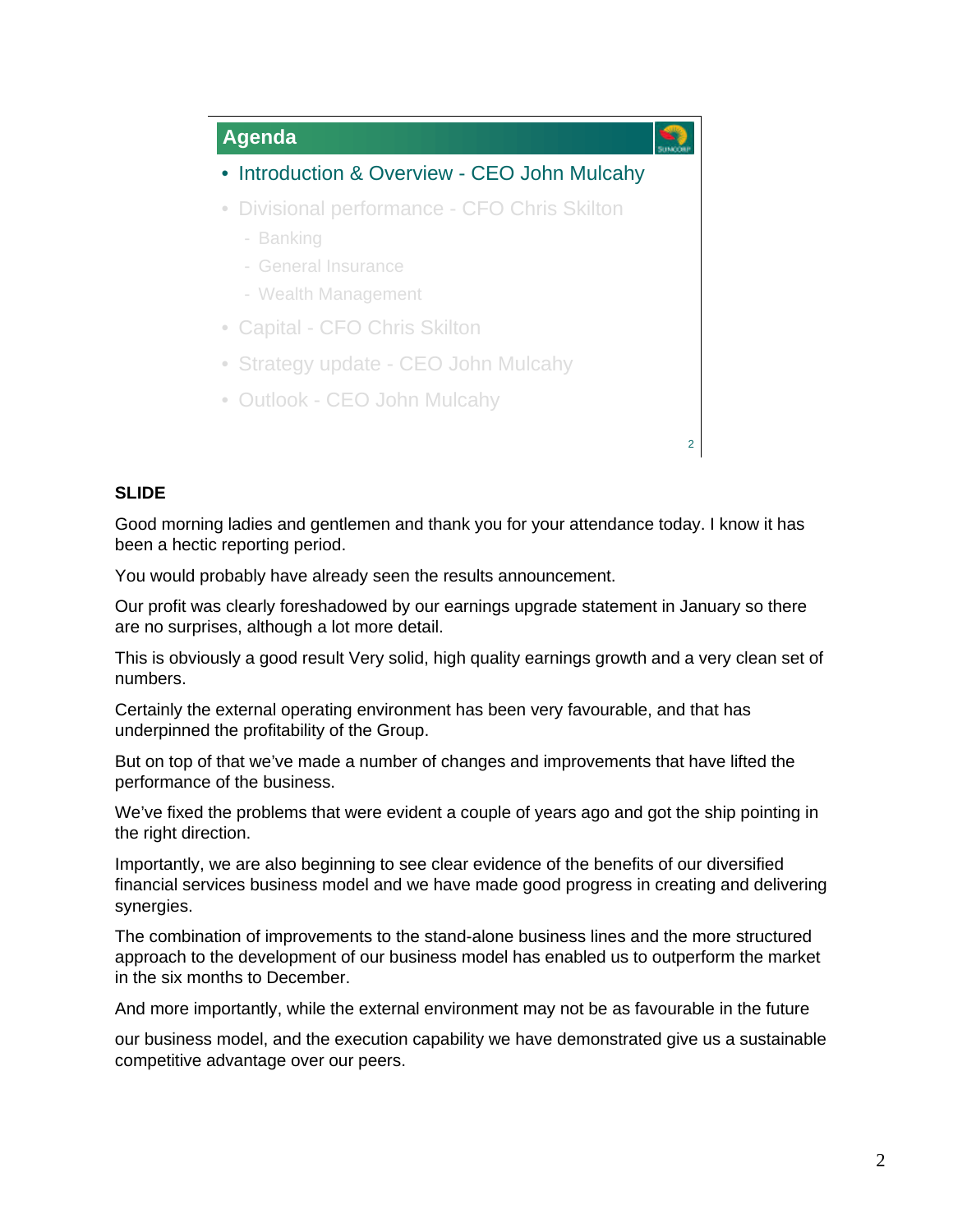## Agenda

- Introduction & Overview - CEO John Mulcahy
- Divisional performance - CFO Chris Skilton
  - Banking
  - General Insurance
  - Wealth Management
- Capital - CFO Chris Skilton
- Strategy update - CEO John Mulcahy
- Outlook - CEO John Mulcahy

**SLIDE**

Good morning ladies and gentlemen and thank you for your attendance today. I know it has been a hectic reporting period.

You would probably have already seen the results announcement.

Our profit was clearly foreshadowed by our earnings upgrade statement in January so there are no surprises, although a lot more detail.

This is obviously a good result Very solid, high quality earnings growth and a very clean set of numbers.

Certainly the external operating environment has been very favourable, and that has underpinned the profitability of the Group.

But on top of that we've made a number of changes and improvements that have lifted the performance of the business.

We've fixed the problems that were evident a couple of years ago and got the ship pointing in the right direction.

Importantly, we are also beginning to see clear evidence of the benefits of our diversified financial services business model and we have made good progress in creating and delivering synergies.

The combination of improvements to the stand-alone business lines and the more structured approach to the development of our business model has enabled us to outperform the market in the six months to December.

And more importantly, while the external environment may not be as favourable in the future

our business model, and the execution capability we have demonstrated give us a sustainable competitive advantage over our peers.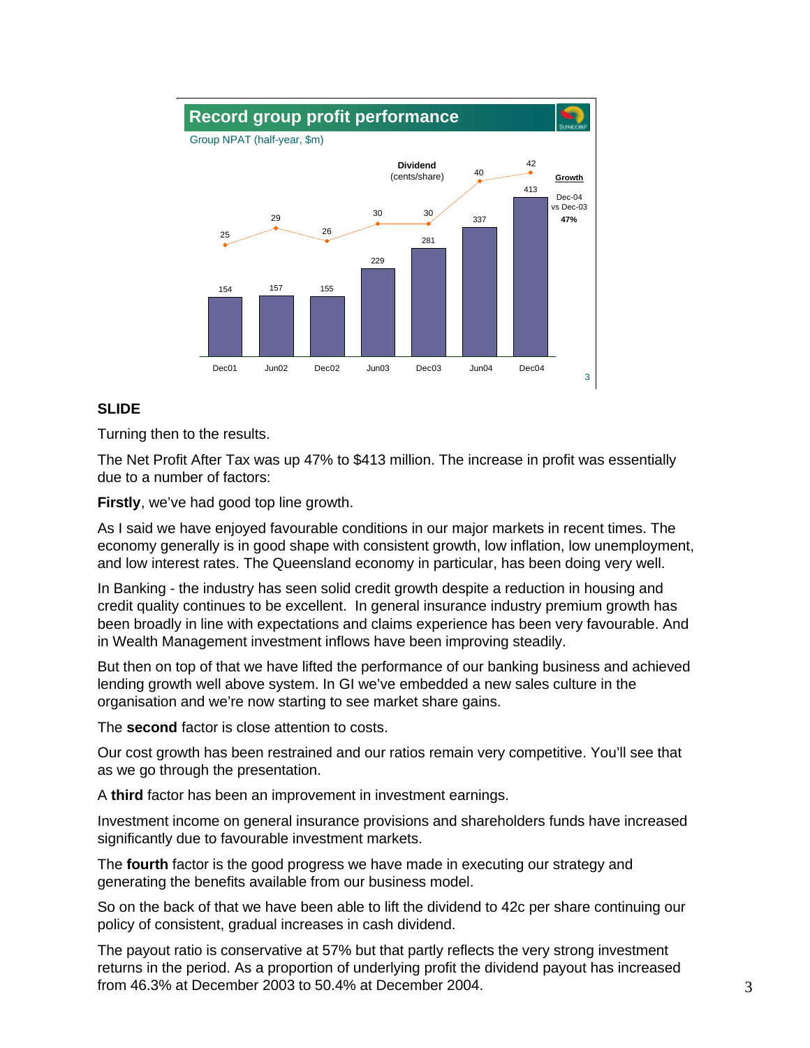## Record group profit performance

Group NPAT (half-year, $m)

| | Dec01 | Jun02 | Dec02 | Jun03 | Dec03 | Jun04 | Dec04 |
|---|---|---|---|---|---|---|---|
| Group NPAT ($m) | 154 | 157 | 155 | 229 | 281 | 337 | 413 |
| Dividend (cents/share) | 25 | 29 | 26 | 30 | 30 | 40 | 42 |

Growth: Dec-04 vs Dec-03 **47%**

**SLIDE**

Turning then to the results.

The Net Profit After Tax was up 47% to $413 million. The increase in profit was essentially due to a number of factors:

**Firstly**, we've had good top line growth.

As I said we have enjoyed favourable conditions in our major markets in recent times. The economy generally is in good shape with consistent growth, low inflation, low unemployment, and low interest rates. The Queensland economy in particular, has been doing very well.

In Banking - the industry has seen solid credit growth despite a reduction in housing and credit quality continues to be excellent. In general insurance industry premium growth has been broadly in line with expectations and claims experience has been very favourable. And in Wealth Management investment inflows have been improving steadily.

But then on top of that we have lifted the performance of our banking business and achieved lending growth well above system. In GI we've embedded a new sales culture in the organisation and we're now starting to see market share gains.

The **second** factor is close attention to costs.

Our cost growth has been restrained and our ratios remain very competitive. You'll see that as we go through the presentation.

A **third** factor has been an improvement in investment earnings.

Investment income on general insurance provisions and shareholders funds have increased significantly due to favourable investment markets.

The **fourth** factor is the good progress we have made in executing our strategy and generating the benefits available from our business model.

So on the back of that we have been able to lift the dividend to 42c per share continuing our policy of consistent, gradual increases in cash dividend.

The payout ratio is conservative at 57% but that partly reflects the very strong investment returns in the period. As a proportion of underlying profit the dividend payout has increased from 46.3% at December 2003 to 50.4% at December 2004.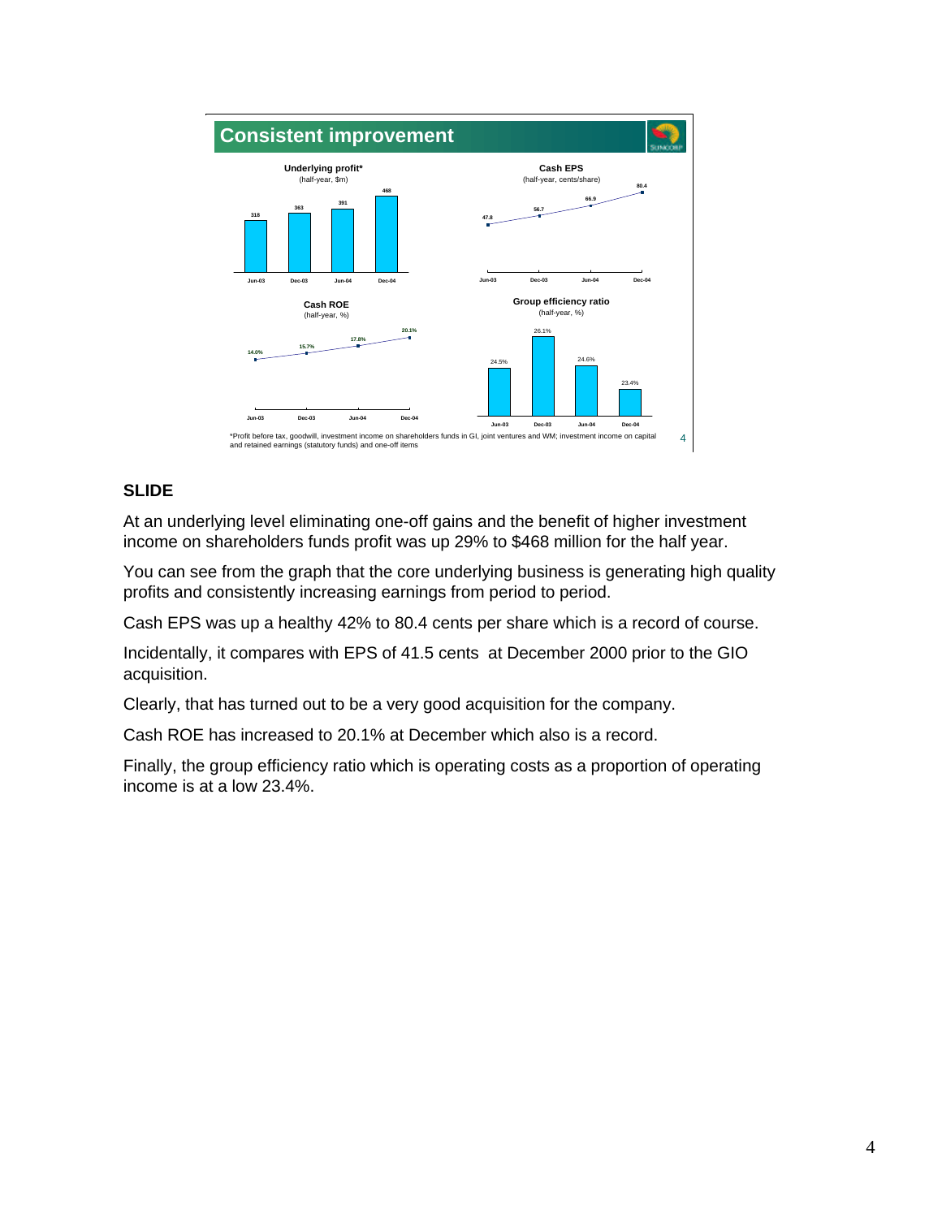## Consistent improvement

**Underlying profit*** (half-year, $m)

| Jun-03 | Dec-03 | Jun-04 | Dec-04 |
|---|---|---|---|
| 318 | 363 | 391 | 468 |

**Cash EPS** (half-year, cents/share)

| Jun-03 | Dec-03 | Jun-04 | Dec-04 |
|---|---|---|---|
| 47.8 | 56.7 | 66.9 | 80.4 |

**Cash ROE** (half-year, %)

| Jun-03 | Dec-03 | Jun-04 | Dec-04 |
|---|---|---|---|
| 14.0% | 15.7% | 17.8% | 20.1% |

**Group efficiency ratio** (half-year, %)

| Jun-03 | Dec-03 | Jun-04 | Dec-04 |
|---|---|---|---|
| 24.5% | 26.1% | 24.6% | 23.4% |

*Profit before tax, goodwill, investment income on shareholders funds in GI, joint ventures and WM; investment income on capital and retained earnings (statutory funds) and one-off items

### SLIDE

At an underlying level eliminating one-off gains and the benefit of higher investment income on shareholders funds profit was up 29% to $468 million for the half year.

You can see from the graph that the core underlying business is generating high quality profits and consistently increasing earnings from period to period.

Cash EPS was up a healthy 42% to 80.4 cents per share which is a record of course.

Incidentally, it compares with EPS of 41.5 cents at December 2000 prior to the GIO acquisition.

Clearly, that has turned out to be a very good acquisition for the company.

Cash ROE has increased to 20.1% at December which also is a record.

Finally, the group efficiency ratio which is operating costs as a proportion of operating income is at a low 23.4%.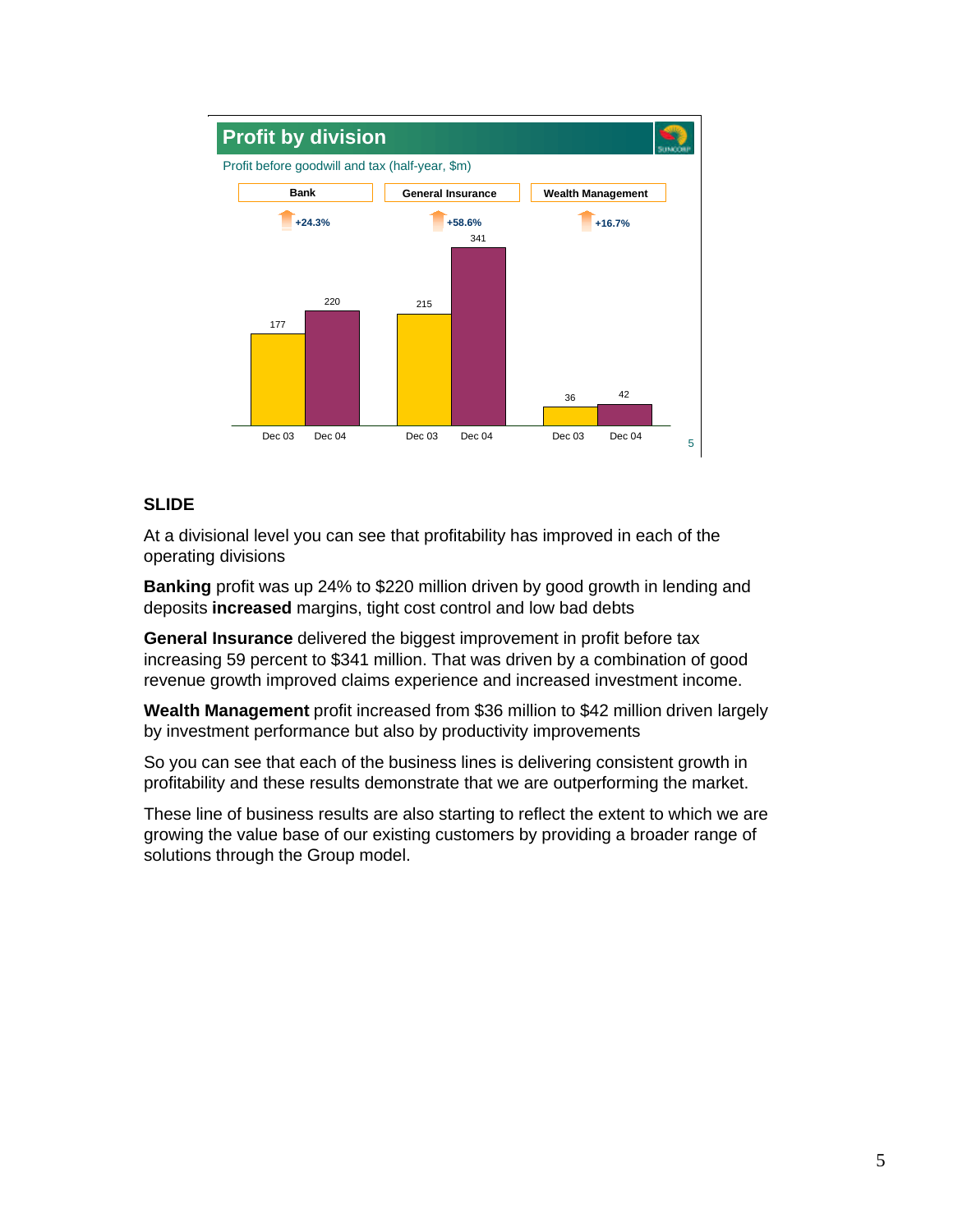## Profit by division

Profit before goodwill and tax (half-year, $m)

| | Bank | | General Insurance | | Wealth Management | |
|---|---|---|---|---|---|---|
| | +24.3% | | +58.6% | | +16.7% | |
| | Dec 03 | Dec 04 | Dec 03 | Dec 04 | Dec 03 | Dec 04 |
| Profit | 177 | 220 | 215 | 341 | 36 | 42 |

**SLIDE**

At a divisional level you can see that profitability has improved in each of the operating divisions

**Banking** profit was up 24% to $220 million driven by good growth in lending and deposits **increased** margins, tight cost control and low bad debts

**General Insurance** delivered the biggest improvement in profit before tax increasing 59 percent to $341 million. That was driven by a combination of good revenue growth improved claims experience and increased investment income.

**Wealth Management** profit increased from $36 million to $42 million driven largely by investment performance but also by productivity improvements

So you can see that each of the business lines is delivering consistent growth in profitability and these results demonstrate that we are outperforming the market.

These line of business results are also starting to reflect the extent to which we are growing the value base of our existing customers by providing a broader range of solutions through the Group model.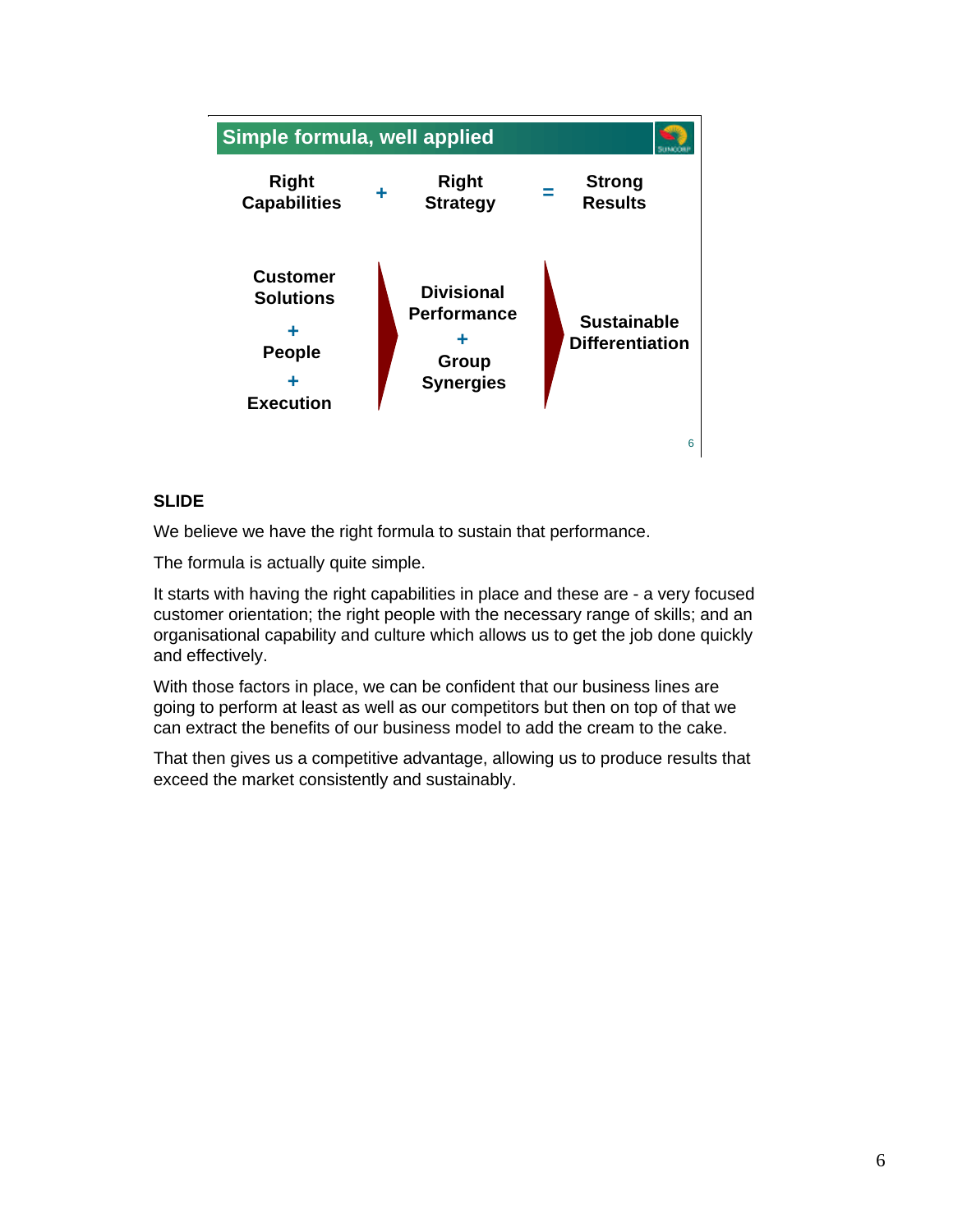## Simple formula, well applied

| Right Capabilities | + | Right Strategy | = | Strong Results |
|---|---|---|---|---|
| Customer Solutions + People + Execution | ► | Divisional Performance + Group Synergies | ► | Sustainable Differentiation |

**SLIDE**

We believe we have the right formula to sustain that performance.

The formula is actually quite simple.

It starts with having the right capabilities in place and these are - a very focused customer orientation; the right people with the necessary range of skills; and an organisational capability and culture which allows us to get the job done quickly and effectively.

With those factors in place, we can be confident that our business lines are going to perform at least as well as our competitors but then on top of that we can extract the benefits of our business model to add the cream to the cake.

That then gives us a competitive advantage, allowing us to produce results that exceed the market consistently and sustainably.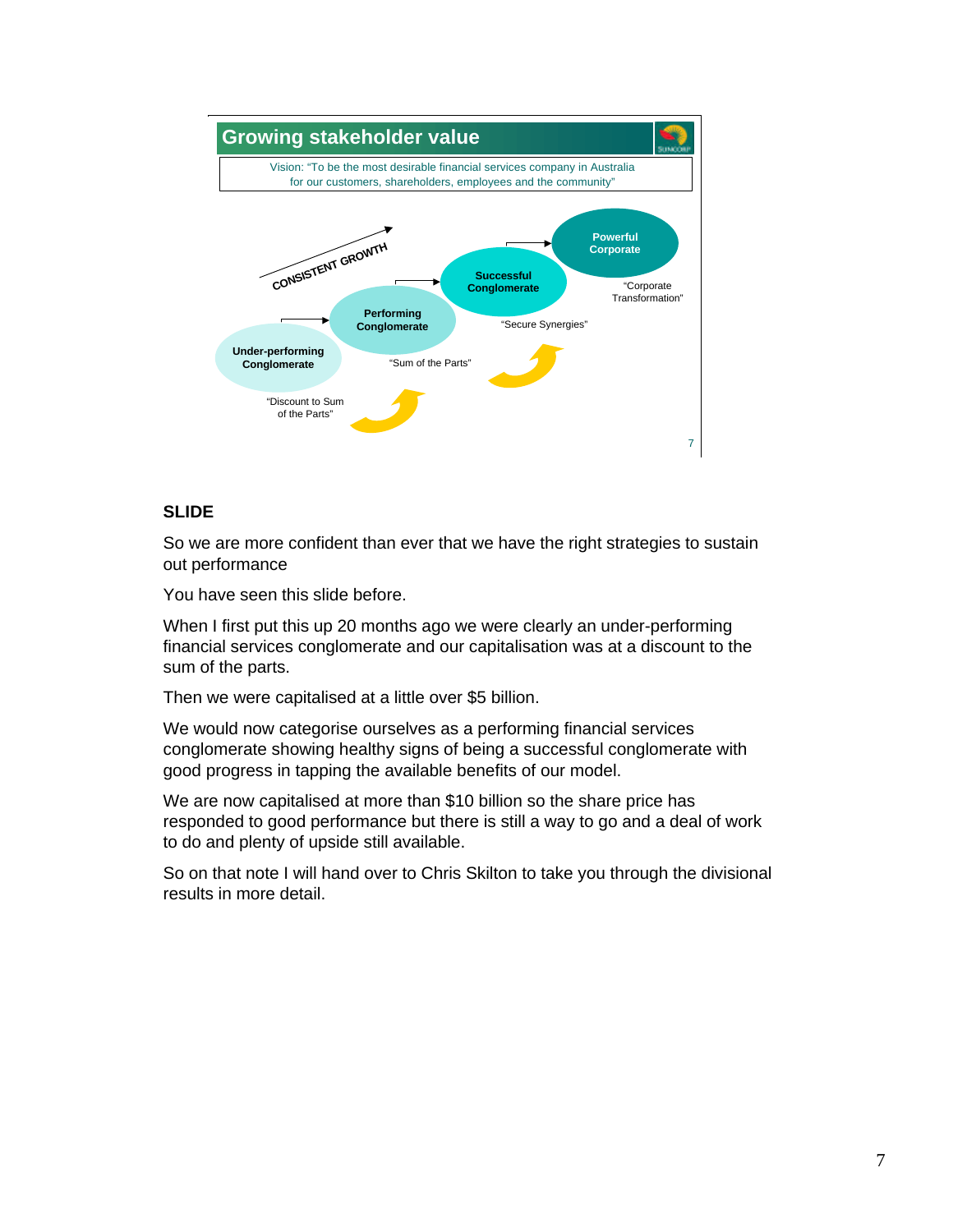## Growing stakeholder value

Vision: "To be the most desirable financial services company in Australia for our customers, shareholders, employees and the community"

CONSISTENT GROWTH

- **Under-performing Conglomerate** — "Discount to Sum of the Parts"
- **Performing Conglomerate** — "Sum of the Parts"
- **Successful Conglomerate** — "Secure Synergies"
- **Powerful Corporate** — "Corporate Transformation"

**SLIDE**

So we are more confident than ever that we have the right strategies to sustain out performance

You have seen this slide before.

When I first put this up 20 months ago we were clearly an under-performing financial services conglomerate and our capitalisation was at a discount to the sum of the parts.

Then we were capitalised at a little over $5 billion.

We would now categorise ourselves as a performing financial services conglomerate showing healthy signs of being a successful conglomerate with good progress in tapping the available benefits of our model.

We are now capitalised at more than $10 billion so the share price has responded to good performance but there is still a way to go and a deal of work to do and plenty of upside still available.

So on that note I will hand over to Chris Skilton to take you through the divisional results in more detail.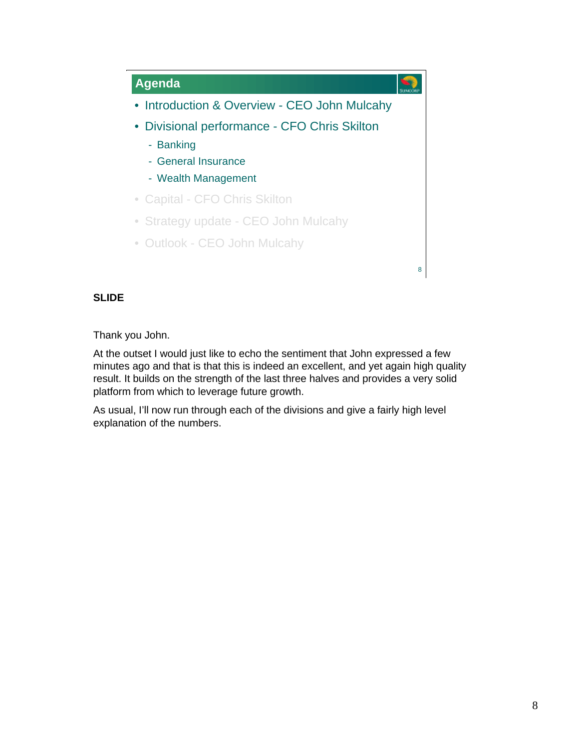## Agenda

- Introduction & Overview - CEO John Mulcahy
- Divisional performance - CFO Chris Skilton
  - Banking
  - General Insurance
  - Wealth Management
- Capital - CFO Chris Skilton
- Strategy update - CEO John Mulcahy
- Outlook - CEO John Mulcahy

**SLIDE**

Thank you John.

At the outset I would just like to echo the sentiment that John expressed a few minutes ago and that is that this is indeed an excellent, and yet again high quality result. It builds on the strength of the last three halves and provides a very solid platform from which to leverage future growth.

As usual, I'll now run through each of the divisions and give a fairly high level explanation of the numbers.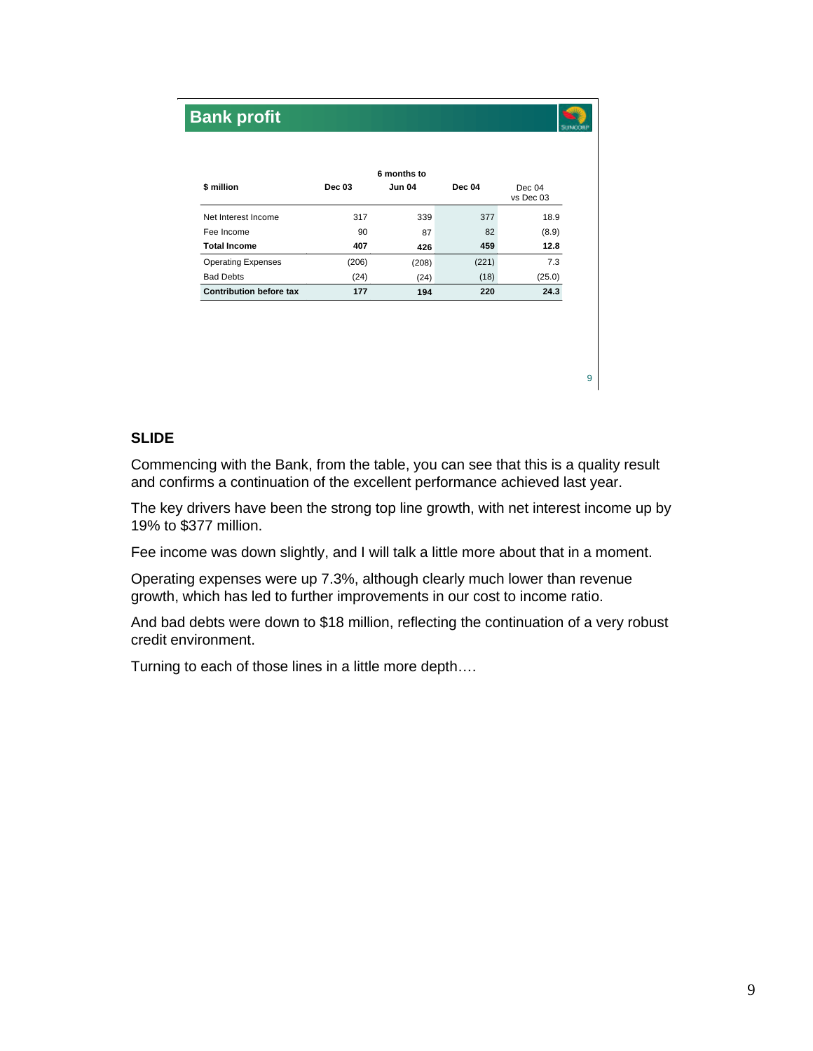## Bank profit

| $ million | Dec 03 | 6 months to Jun 04 | Dec 04 | Dec 04 vs Dec 03 |
|---|---|---|---|---|
| Net Interest Income | 317 | 339 | 377 | 18.9 |
| Fee Income | 90 | 87 | 82 | (8.9) |
| **Total Income** | **407** | **426** | **459** | **12.8** |
| Operating Expenses | (206) | (208) | (221) | 7.3 |
| Bad Debts | (24) | (24) | (18) | (25.0) |
| **Contribution before tax** | **177** | **194** | **220** | **24.3** |

**SLIDE**

Commencing with the Bank, from the table, you can see that this is a quality result and confirms a continuation of the excellent performance achieved last year.

The key drivers have been the strong top line growth, with net interest income up by 19% to $377 million.

Fee income was down slightly, and I will talk a little more about that in a moment.

Operating expenses were up 7.3%, although clearly much lower than revenue growth, which has led to further improvements in our cost to income ratio.

And bad debts were down to $18 million, reflecting the continuation of a very robust credit environment.

Turning to each of those lines in a little more depth….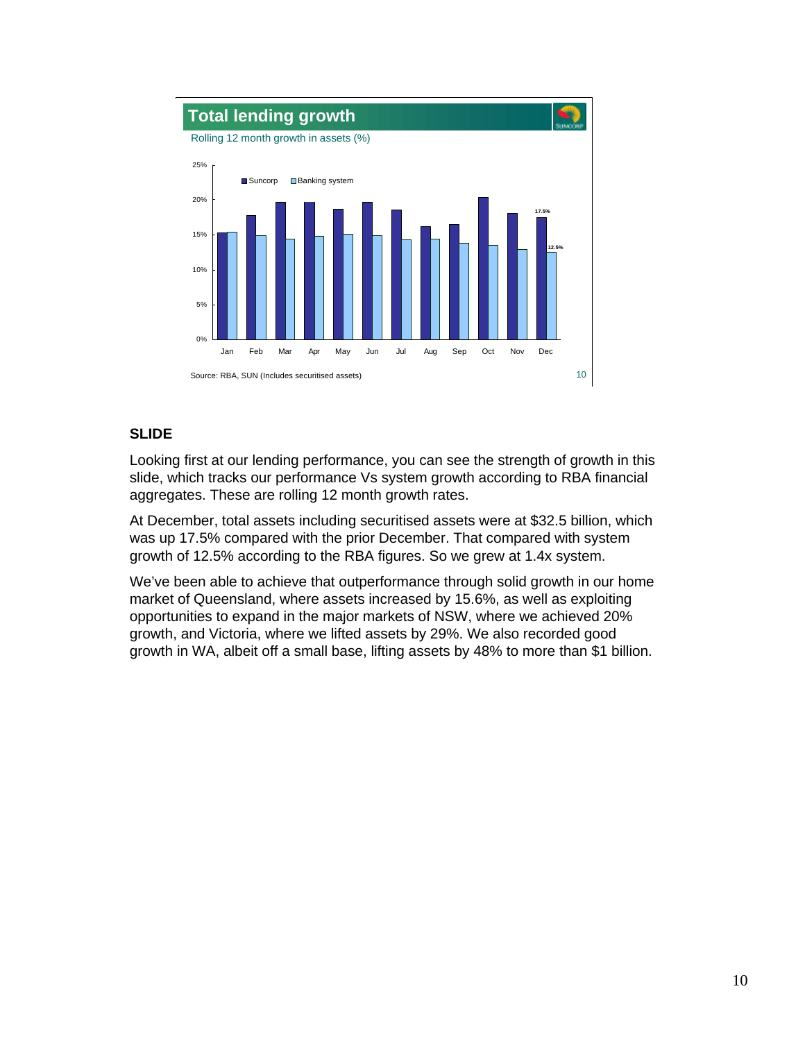## Total lending growth

Rolling 12 month growth in assets (%)

| | Jan | Feb | Mar | Apr | May | Jun | Jul | Aug | Sep | Oct | Nov | Dec |
|---|---|---|---|---|---|---|---|---|---|---|---|---|
| Suncorp | | | | | | | | | | | | 17.5% |
| Banking system | | | | | | | | | | | | 12.5% |

Source: RBA, SUN (Includes securitised assets)

**SLIDE**

Looking first at our lending performance, you can see the strength of growth in this slide, which tracks our performance Vs system growth according to RBA financial aggregates. These are rolling 12 month growth rates.

At December, total assets including securitised assets were at $32.5 billion, which was up 17.5% compared with the prior December. That compared with system growth of 12.5% according to the RBA figures. So we grew at 1.4x system.

We've been able to achieve that outperformance through solid growth in our home market of Queensland, where assets increased by 15.6%, as well as exploiting opportunities to expand in the major markets of NSW, where we achieved 20% growth, and Victoria, where we lifted assets by 29%. We also recorded good growth in WA, albeit off a small base, lifting assets by 48% to more than $1 billion.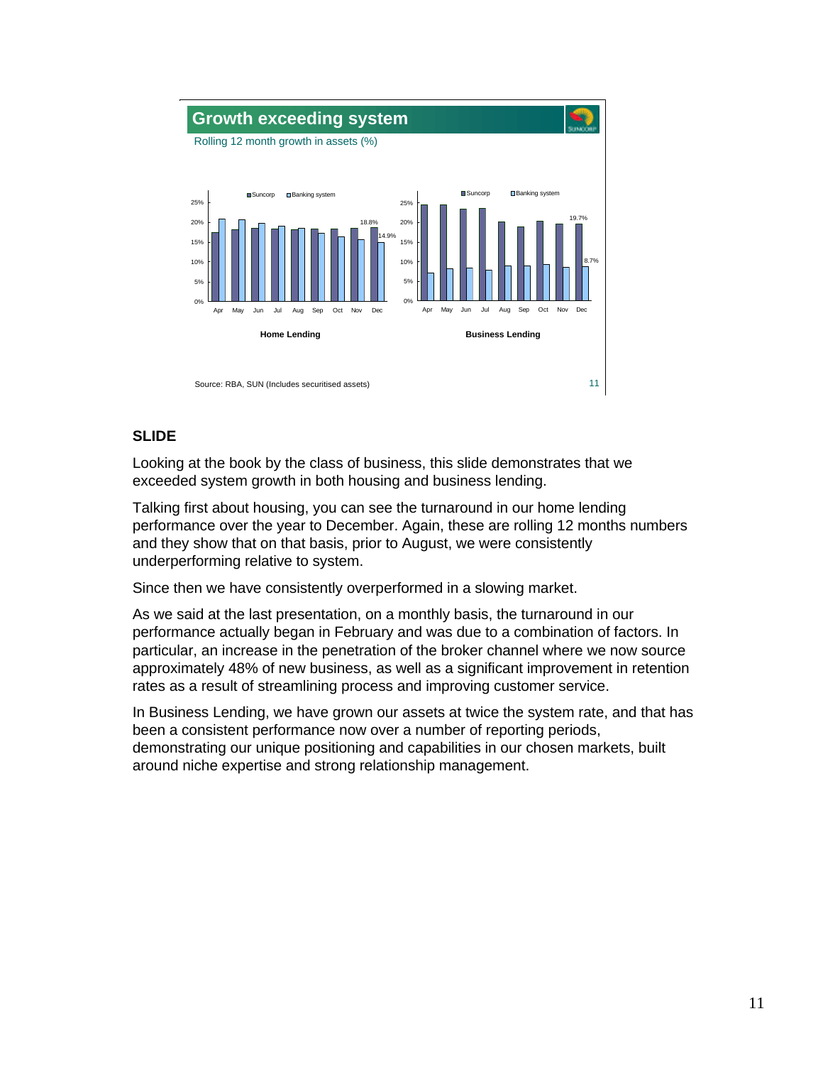## Growth exceeding system

Rolling 12 month growth in assets (%)

**Home Lending** — Suncorp 18.8%, Banking system 14.9% (Dec)

**Business Lending** — Suncorp 19.7%, Banking system 8.7% (Dec)

Source: RBA, SUN (Includes securitised assets)

**SLIDE**

Looking at the book by the class of business, this slide demonstrates that we exceeded system growth in both housing and business lending.

Talking first about housing, you can see the turnaround in our home lending performance over the year to December. Again, these are rolling 12 months numbers and they show that on that basis, prior to August, we were consistently underperforming relative to system.

Since then we have consistently overperformed in a slowing market.

As we said at the last presentation, on a monthly basis, the turnaround in our performance actually began in February and was due to a combination of factors. In particular, an increase in the penetration of the broker channel where we now source approximately 48% of new business, as well as a significant improvement in retention rates as a result of streamlining process and improving customer service.

In Business Lending, we have grown our assets at twice the system rate, and that has been a consistent performance now over a number of reporting periods, demonstrating our unique positioning and capabilities in our chosen markets, built around niche expertise and strong relationship management.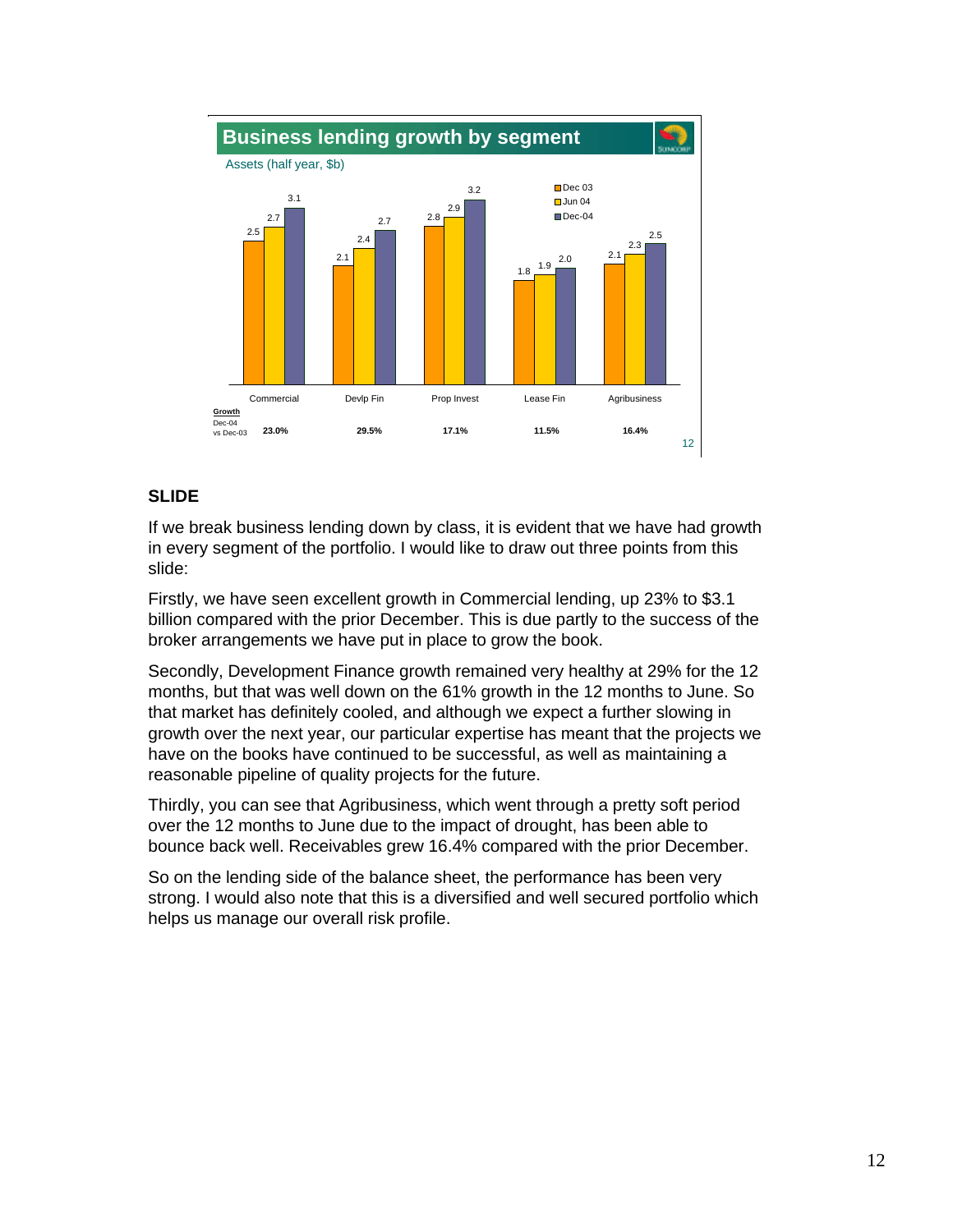## Business lending growth by segment

Assets (half year, $b)

| | Commercial | Devlp Fin | Prop Invest | Lease Fin | Agribusiness |
|---|---|---|---|---|---|
| Dec 03 | 2.5 | 2.1 | 2.8 | 1.8 | 2.1 |
| Jun 04 | 2.7 | 2.4 | 2.9 | 1.9 | 2.3 |
| Dec-04 | 3.1 | 2.7 | 3.2 | 2.0 | 2.5 |
| **Growth** Dec-04 vs Dec-03 | **23.0%** | **29.5%** | **17.1%** | **11.5%** | **16.4%** |

**SLIDE**

If we break business lending down by class, it is evident that we have had growth in every segment of the portfolio. I would like to draw out three points from this slide:

Firstly, we have seen excellent growth in Commercial lending, up 23% to $3.1 billion compared with the prior December. This is due partly to the success of the broker arrangements we have put in place to grow the book.

Secondly, Development Finance growth remained very healthy at 29% for the 12 months, but that was well down on the 61% growth in the 12 months to June. So that market has definitely cooled, and although we expect a further slowing in growth over the next year, our particular expertise has meant that the projects we have on the books have continued to be successful, as well as maintaining a reasonable pipeline of quality projects for the future.

Thirdly, you can see that Agribusiness, which went through a pretty soft period over the 12 months to June due to the impact of drought, has been able to bounce back well. Receivables grew 16.4% compared with the prior December.

So on the lending side of the balance sheet, the performance has been very strong. I would also note that this is a diversified and well secured portfolio which helps us manage our overall risk profile.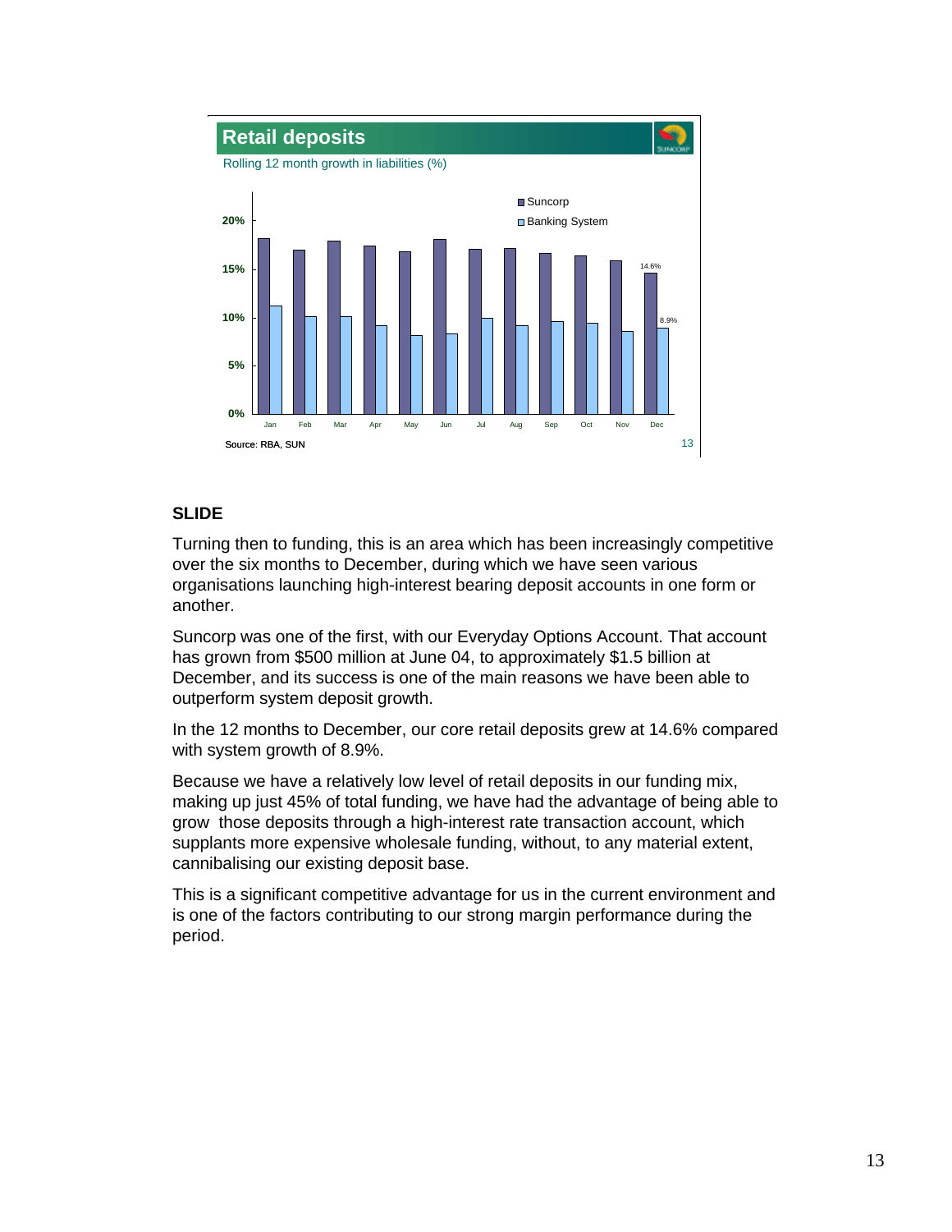## Retail deposits

Rolling 12 month growth in liabilities (%)

| Month | Suncorp | Banking System |
|---|---|---|
| Jan | | |
| Feb | | |
| Mar | | |
| Apr | | |
| May | | |
| Jun | | |
| Jul | | |
| Aug | | |
| Sep | | |
| Oct | | |
| Nov | | |
| Dec | 14.6% | 8.9% |

Source: RBA, SUN

**SLIDE**

Turning then to funding, this is an area which has been increasingly competitive over the six months to December, during which we have seen various organisations launching high-interest bearing deposit accounts in one form or another.

Suncorp was one of the first, with our Everyday Options Account. That account has grown from $500 million at June 04, to approximately $1.5 billion at December, and its success is one of the main reasons we have been able to outperform system deposit growth.

In the 12 months to December, our core retail deposits grew at 14.6% compared with system growth of 8.9%.

Because we have a relatively low level of retail deposits in our funding mix, making up just 45% of total funding, we have had the advantage of being able to grow those deposits through a high-interest rate transaction account, which supplants more expensive wholesale funding, without, to any material extent, cannibalising our existing deposit base.

This is a significant competitive advantage for us in the current environment and is one of the factors contributing to our strong margin performance during the period.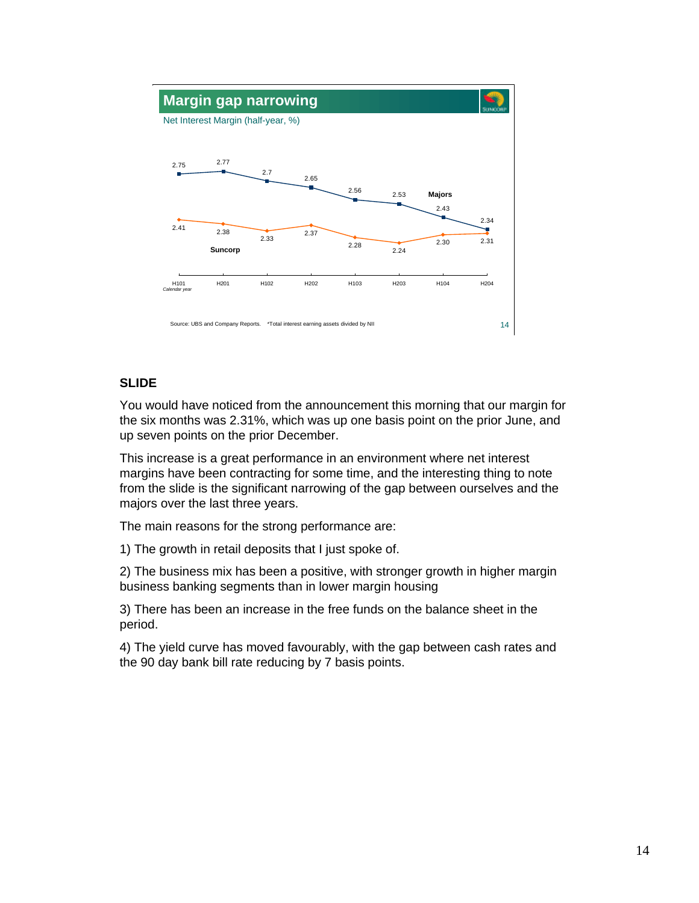## Margin gap narrowing

Net Interest Margin (half-year, %)

| Calendar year | H101 | H201 | H102 | H202 | H103 | H203 | H104 | H204 |
|---|---|---|---|---|---|---|---|---|
| Majors | 2.75 | 2.77 | 2.7 | 2.65 | 2.56 | 2.53 | 2.43 | 2.34 |
| Suncorp | 2.41 | 2.38 | 2.33 | 2.37 | 2.28 | 2.24 | 2.30 | 2.31 |

Source: UBS and Company Reports. *Total interest earning assets divided by NII

**SLIDE**

You would have noticed from the announcement this morning that our margin for the six months was 2.31%, which was up one basis point on the prior June, and up seven points on the prior December.

This increase is a great performance in an environment where net interest margins have been contracting for some time, and the interesting thing to note from the slide is the significant narrowing of the gap between ourselves and the majors over the last three years.

The main reasons for the strong performance are:

1) The growth in retail deposits that I just spoke of.

2) The business mix has been a positive, with stronger growth in higher margin business banking segments than in lower margin housing

3) There has been an increase in the free funds on the balance sheet in the period.

4) The yield curve has moved favourably, with the gap between cash rates and the 90 day bank bill rate reducing by 7 basis points.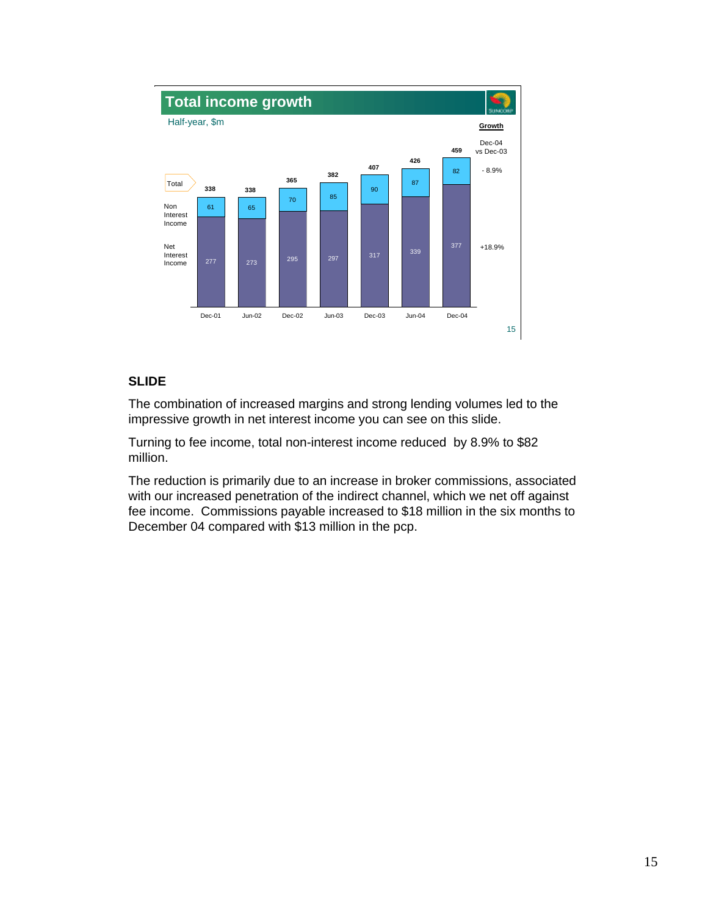## Total income growth

Half-year, $m

| | Dec-01 | Jun-02 | Dec-02 | Jun-03 | Dec-03 | Jun-04 | Dec-04 | Growth Dec-04 vs Dec-03 |
|---|---|---|---|---|---|---|---|---|
| Total | 338 | 338 | 365 | 382 | 407 | 426 | 459 | |
| Non Interest Income | 61 | 65 | 70 | 85 | 90 | 87 | 82 | - 8.9% |
| Net Interest Income | 277 | 273 | 295 | 297 | 317 | 339 | 377 | +18.9% |

**SLIDE**

The combination of increased margins and strong lending volumes led to the impressive growth in net interest income you can see on this slide.

Turning to fee income, total non-interest income reduced by 8.9% to $82 million.

The reduction is primarily due to an increase in broker commissions, associated with our increased penetration of the indirect channel, which we net off against fee income. Commissions payable increased to $18 million in the six months to December 04 compared with $13 million in the pcp.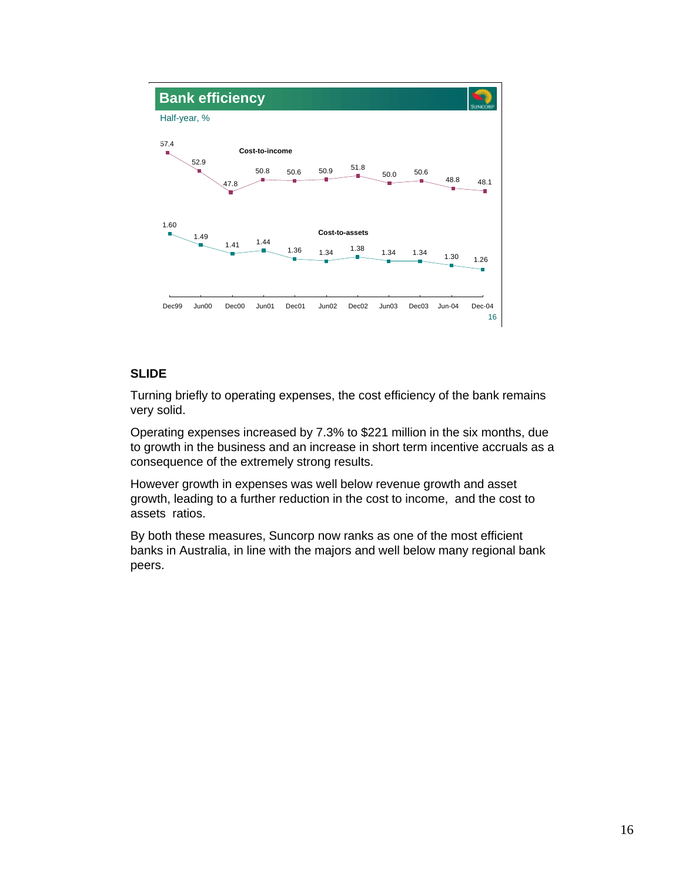## Bank efficiency

Half-year, %

| | Dec99 | Jun00 | Dec00 | Jun01 | Dec01 | Jun02 | Dec02 | Jun03 | Dec03 | Jun-04 | Dec-04 |
|---|---|---|---|---|---|---|---|---|---|---|---|
| Cost-to-income | 57.4 | 52.9 | 47.8 | 50.8 | 50.6 | 50.9 | 51.8 | 50.0 | 50.6 | 48.8 | 48.1 |
| Cost-to-assets | 1.60 | 1.49 | 1.41 | 1.44 | 1.36 | 1.34 | 1.38 | 1.34 | 1.34 | 1.30 | 1.26 |

**SLIDE**

Turning briefly to operating expenses, the cost efficiency of the bank remains very solid.

Operating expenses increased by 7.3% to $221 million in the six months, due to growth in the business and an increase in short term incentive accruals as a consequence of the extremely strong results.

However growth in expenses was well below revenue growth and asset growth, leading to a further reduction in the cost to income, and the cost to assets ratios.

By both these measures, Suncorp now ranks as one of the most efficient banks in Australia, in line with the majors and well below many regional bank peers.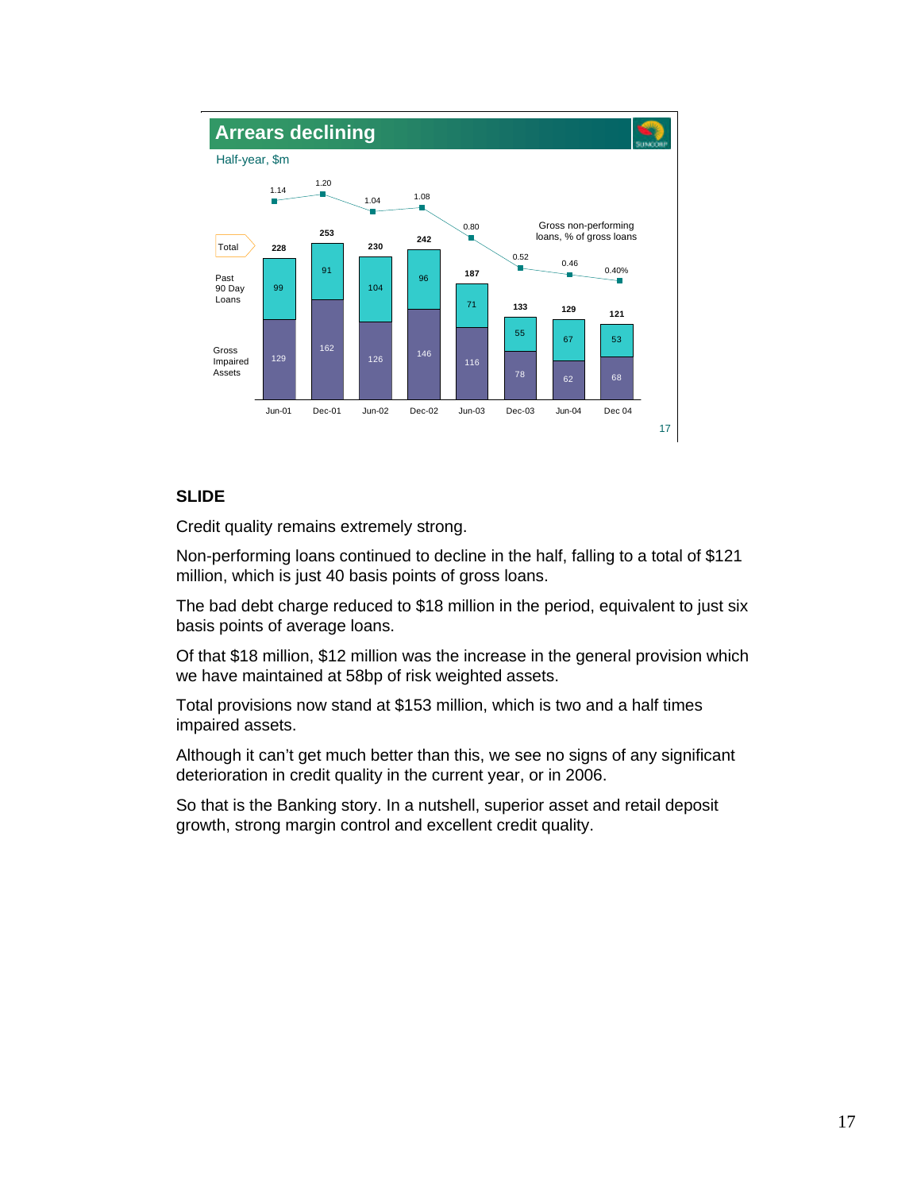## Arrears declining

Half-year, $m

| | Jun-01 | Dec-01 | Jun-02 | Dec-02 | Jun-03 | Dec-03 | Jun-04 | Dec 04 |
|---|---|---|---|---|---|---|---|---|
| Gross non-performing loans, % of gross loans | 1.14 | 1.20 | 1.04 | 1.08 | 0.80 | 0.52 | 0.46 | 0.40% |
| Total | 228 | 253 | 230 | 242 | 187 | 133 | 129 | 121 |
| Past 90 Day Loans | 99 | 91 | 104 | 96 | 71 | 55 | 67 | 53 |
| Gross Impaired Assets | 129 | 162 | 126 | 146 | 116 | 78 | 62 | 68 |

**SLIDE**

Credit quality remains extremely strong.

Non-performing loans continued to decline in the half, falling to a total of $121 million, which is just 40 basis points of gross loans.

The bad debt charge reduced to $18 million in the period, equivalent to just six basis points of average loans.

Of that $18 million, $12 million was the increase in the general provision which we have maintained at 58bp of risk weighted assets.

Total provisions now stand at $153 million, which is two and a half times impaired assets.

Although it can't get much better than this, we see no signs of any significant deterioration in credit quality in the current year, or in 2006.

So that is the Banking story. In a nutshell, superior asset and retail deposit growth, strong margin control and excellent credit quality.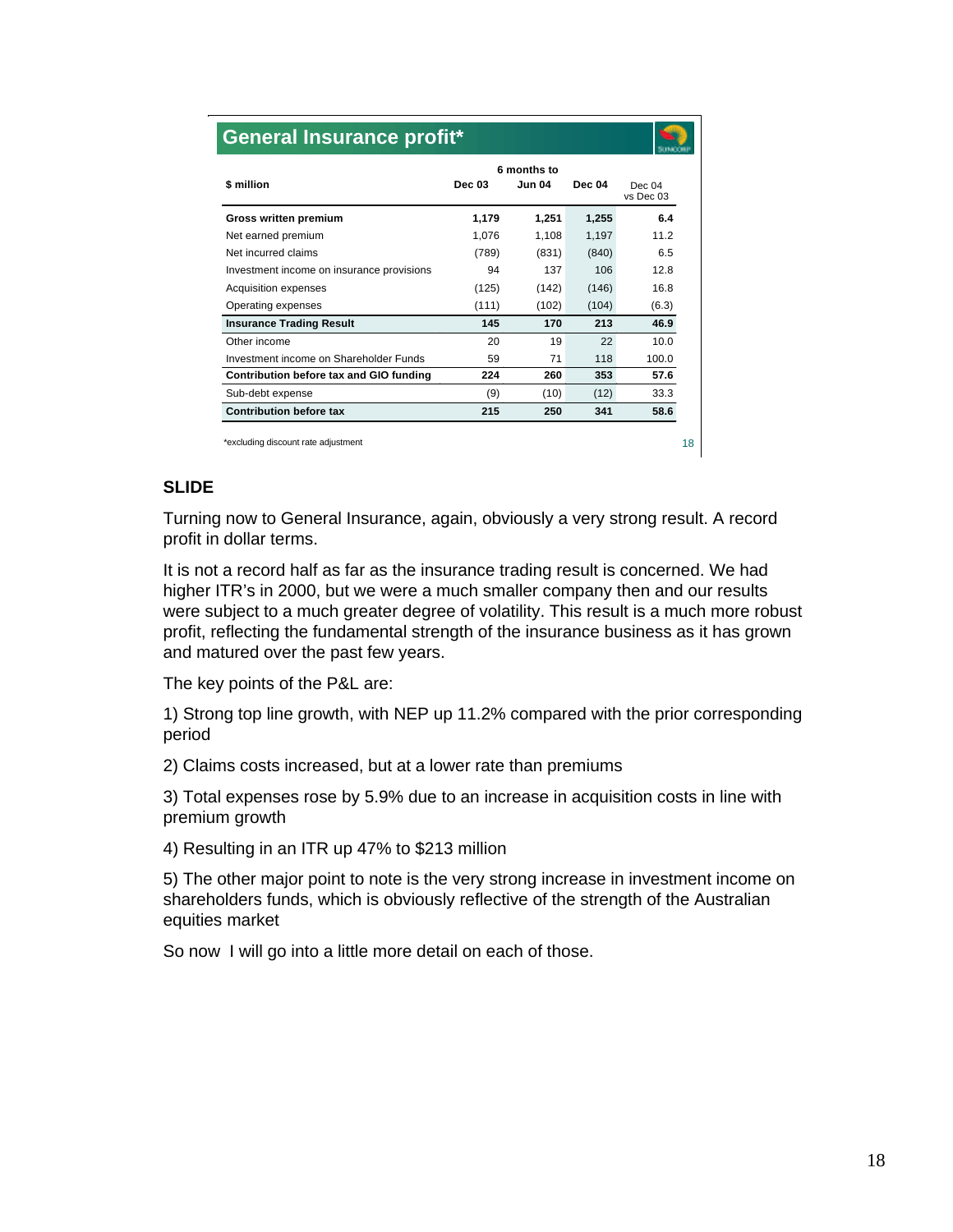## General Insurance profit*

| $ million | 6 months to Dec 03 | Jun 04 | Dec 04 | Dec 04 vs Dec 03 |
|---|---|---|---|---|
| **Gross written premium** | **1,179** | **1,251** | **1,255** | **6.4** |
| Net earned premium | 1,076 | 1,108 | 1,197 | 11.2 |
| Net incurred claims | (789) | (831) | (840) | 6.5 |
| Investment income on insurance provisions | 94 | 137 | 106 | 12.8 |
| Acquisition expenses | (125) | (142) | (146) | 16.8 |
| Operating expenses | (111) | (102) | (104) | (6.3) |
| **Insurance Trading Result** | **145** | **170** | **213** | **46.9** |
| Other income | 20 | 19 | 22 | 10.0 |
| Investment income on Shareholder Funds | 59 | 71 | 118 | 100.0 |
| **Contribution before tax and GIO funding** | **224** | **260** | **353** | **57.6** |
| Sub-debt expense | (9) | (10) | (12) | 33.3 |
| **Contribution before tax** | **215** | **250** | **341** | **58.6** |

*excluding discount rate adjustment

### SLIDE

Turning now to General Insurance, again, obviously a very strong result. A record profit in dollar terms.

It is not a record half as far as the insurance trading result is concerned. We had higher ITR's in 2000, but we were a much smaller company then and our results were subject to a much greater degree of volatility. This result is a much more robust profit, reflecting the fundamental strength of the insurance business as it has grown and matured over the past few years.

The key points of the P&L are:

1) Strong top line growth, with NEP up 11.2% compared with the prior corresponding period

2) Claims costs increased, but at a lower rate than premiums

3) Total expenses rose by 5.9% due to an increase in acquisition costs in line with premium growth

4) Resulting in an ITR up 47% to $213 million

5) The other major point to note is the very strong increase in investment income on shareholders funds, which is obviously reflective of the strength of the Australian equities market

So now I will go into a little more detail on each of those.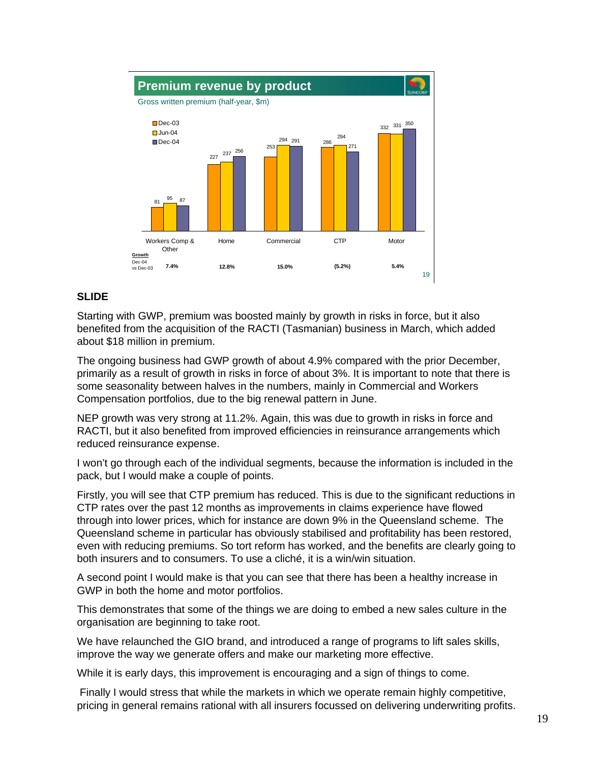## Premium revenue by product

Gross written premium (half-year, $m)

| | Workers Comp & Other | Home | Commercial | CTP | Motor |
|---|---|---|---|---|---|
| Dec-03 | 81 | 227 | 253 | 286 | 332 |
| Jun-04 | 95 | 237 | 294 | 294 | 331 |
| Dec-04 | 87 | 256 | 291 | 271 | 350 |
| **Growth** Dec-04 vs Dec-03 | **7.4%** | **12.8%** | **15.0%** | **(5.2%)** | **5.4%** |

**SLIDE**

Starting with GWP, premium was boosted mainly by growth in risks in force, but it also benefited from the acquisition of the RACTI (Tasmanian) business in March, which added about $18 million in premium.

The ongoing business had GWP growth of about 4.9% compared with the prior December, primarily as a result of growth in risks in force of about 3%. It is important to note that there is some seasonality between halves in the numbers, mainly in Commercial and Workers Compensation portfolios, due to the big renewal pattern in June.

NEP growth was very strong at 11.2%. Again, this was due to growth in risks in force and RACTI, but it also benefited from improved efficiencies in reinsurance arrangements which reduced reinsurance expense.

I won't go through each of the individual segments, because the information is included in the pack, but I would make a couple of points.

Firstly, you will see that CTP premium has reduced. This is due to the significant reductions in CTP rates over the past 12 months as improvements in claims experience have flowed through into lower prices, which for instance are down 9% in the Queensland scheme. The Queensland scheme in particular has obviously stabilised and profitability has been restored, even with reducing premiums. So tort reform has worked, and the benefits are clearly going to both insurers and to consumers. To use a cliché, it is a win/win situation.

A second point I would make is that you can see that there has been a healthy increase in GWP in both the home and motor portfolios.

This demonstrates that some of the things we are doing to embed a new sales culture in the organisation are beginning to take root.

We have relaunched the GIO brand, and introduced a range of programs to lift sales skills, improve the way we generate offers and make our marketing more effective.

While it is early days, this improvement is encouraging and a sign of things to come.

Finally I would stress that while the markets in which we operate remain highly competitive, pricing in general remains rational with all insurers focussed on delivering underwriting profits.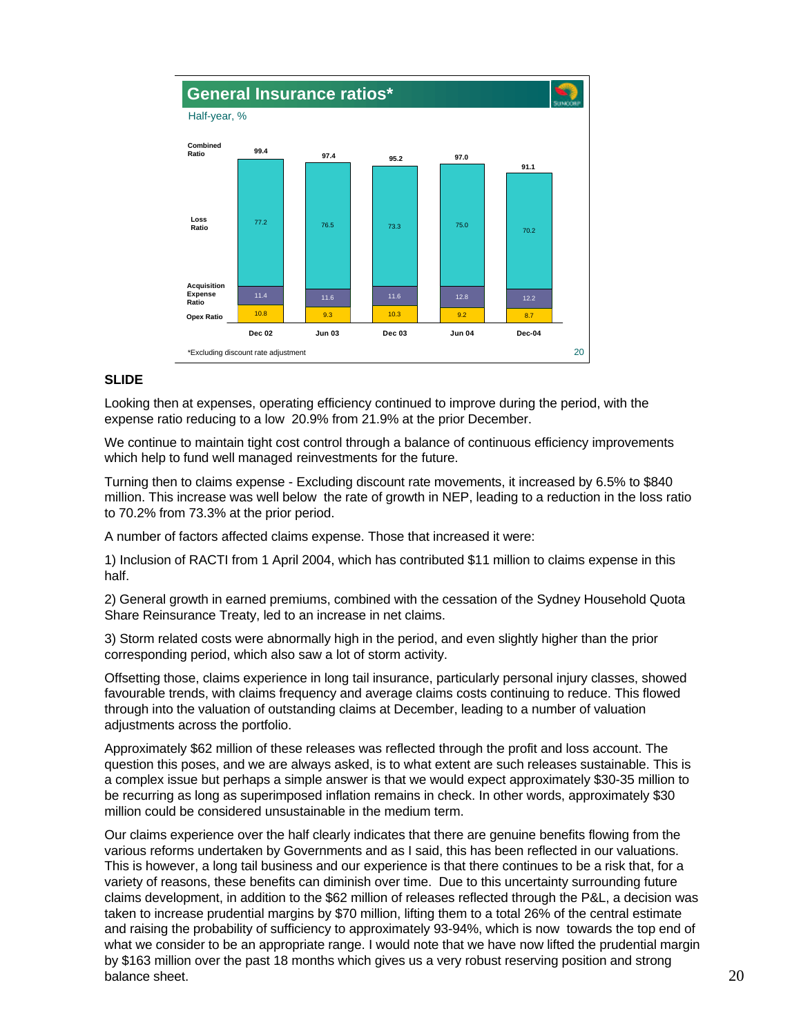## General Insurance ratios*

Half-year, %

| | Dec 02 | Jun 03 | Dec 03 | Jun 04 | Dec-04 |
|---|---|---|---|---|---|
| Combined Ratio | 99.4 | 97.4 | 95.2 | 97.0 | 91.1 |
| Loss Ratio | 77.2 | 76.5 | 73.3 | 75.0 | 70.2 |
| Acquisition Expense Ratio | 11.4 | 11.6 | 11.6 | 12.8 | 12.2 |
| Opex Ratio | 10.8 | 9.3 | 10.3 | 9.2 | 8.7 |

*Excluding discount rate adjustment

**SLIDE**

Looking then at expenses, operating efficiency continued to improve during the period, with the expense ratio reducing to a low 20.9% from 21.9% at the prior December.

We continue to maintain tight cost control through a balance of continuous efficiency improvements which help to fund well managed reinvestments for the future.

Turning then to claims expense - Excluding discount rate movements, it increased by 6.5% to $840 million. This increase was well below the rate of growth in NEP, leading to a reduction in the loss ratio to 70.2% from 73.3% at the prior period.

A number of factors affected claims expense. Those that increased it were:

1) Inclusion of RACTI from 1 April 2004, which has contributed $11 million to claims expense in this half.

2) General growth in earned premiums, combined with the cessation of the Sydney Household Quota Share Reinsurance Treaty, led to an increase in net claims.

3) Storm related costs were abnormally high in the period, and even slightly higher than the prior corresponding period, which also saw a lot of storm activity.

Offsetting those, claims experience in long tail insurance, particularly personal injury classes, showed favourable trends, with claims frequency and average claims costs continuing to reduce. This flowed through into the valuation of outstanding claims at December, leading to a number of valuation adjustments across the portfolio.

Approximately $62 million of these releases was reflected through the profit and loss account. The question this poses, and we are always asked, is to what extent are such releases sustainable. This is a complex issue but perhaps a simple answer is that we would expect approximately $30-35 million to be recurring as long as superimposed inflation remains in check. In other words, approximately $30 million could be considered unsustainable in the medium term.

Our claims experience over the half clearly indicates that there are genuine benefits flowing from the various reforms undertaken by Governments and as I said, this has been reflected in our valuations. This is however, a long tail business and our experience is that there continues to be a risk that, for a variety of reasons, these benefits can diminish over time. Due to this uncertainty surrounding future claims development, in addition to the $62 million of releases reflected through the P&L, a decision was taken to increase prudential margins by $70 million, lifting them to a total 26% of the central estimate and raising the probability of sufficiency to approximately 93-94%, which is now towards the top end of what we consider to be an appropriate range. I would note that we have now lifted the prudential margin by $163 million over the past 18 months which gives us a very robust reserving position and strong balance sheet.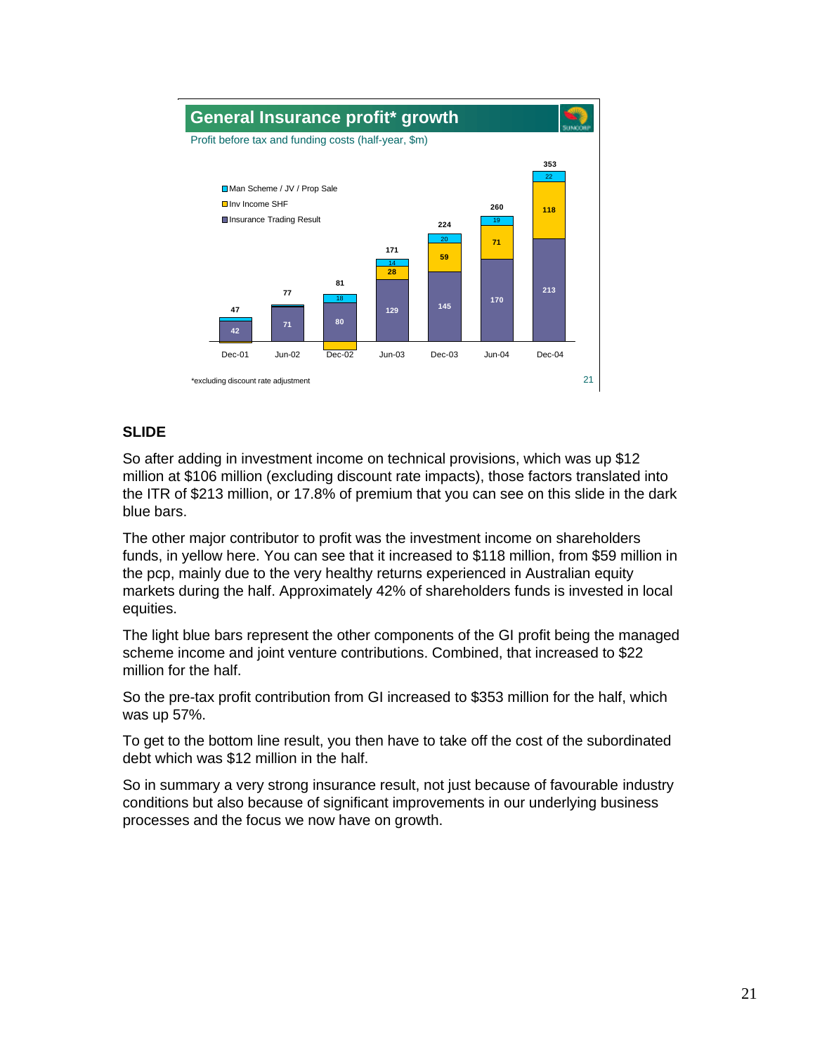## General Insurance profit* growth

Profit before tax and funding costs (half-year, $m)

| | Dec-01 | Jun-02 | Dec-02 | Jun-03 | Dec-03 | Jun-04 | Dec-04 |
|---|---|---|---|---|---|---|---|
| Insurance Trading Result | 42 | 71 | 80 | 129 | 145 | 170 | 213 |
| Inv Income SHF | | | | 28 | 59 | 71 | 118 |
| Man Scheme / JV / Prop Sale | | | 18 | 14 | 20 | 19 | 22 |
| Total | 47 | 77 | 81 | 171 | 224 | 260 | 353 |

*excluding discount rate adjustment

### SLIDE

So after adding in investment income on technical provisions, which was up $12 million at $106 million (excluding discount rate impacts), those factors translated into the ITR of $213 million, or 17.8% of premium that you can see on this slide in the dark blue bars.

The other major contributor to profit was the investment income on shareholders funds, in yellow here. You can see that it increased to $118 million, from $59 million in the pcp, mainly due to the very healthy returns experienced in Australian equity markets during the half. Approximately 42% of shareholders funds is invested in local equities.

The light blue bars represent the other components of the GI profit being the managed scheme income and joint venture contributions. Combined, that increased to $22 million for the half.

So the pre-tax profit contribution from GI increased to $353 million for the half, which was up 57%.

To get to the bottom line result, you then have to take off the cost of the subordinated debt which was $12 million in the half.

So in summary a very strong insurance result, not just because of favourable industry conditions but also because of significant improvements in our underlying business processes and the focus we now have on growth.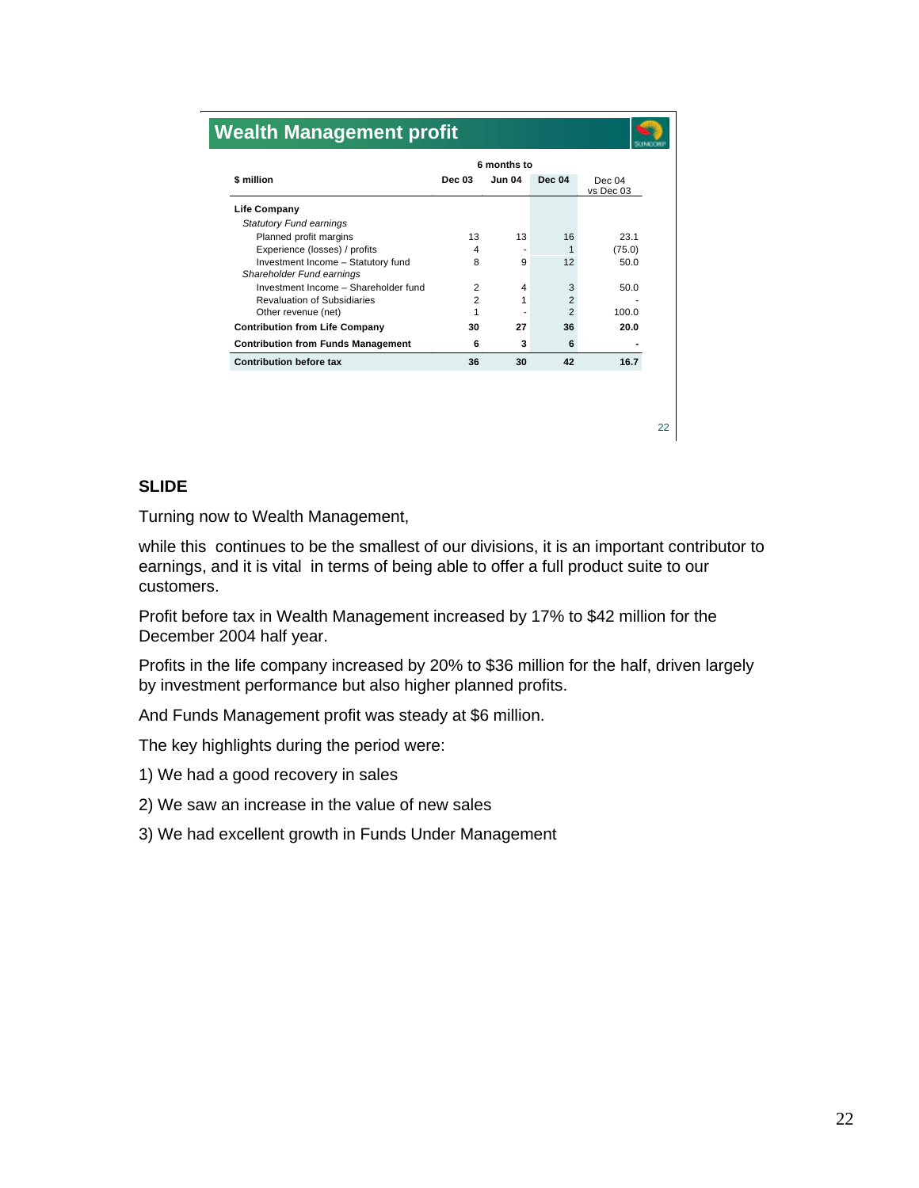## Wealth Management profit

| $ million | 6 months to Dec 03 | Jun 04 | Dec 04 | Dec 04 vs Dec 03 |
|---|---|---|---|---|
| **Life Company** | | | | |
| *Statutory Fund earnings* | | | | |
| Planned profit margins | 13 | 13 | 16 | 23.1 |
| Experience (losses) / profits | 4 | - | 1 | (75.0) |
| Investment Income – Statutory fund | 8 | 9 | 12 | 50.0 |
| *Shareholder Fund earnings* | | | | |
| Investment Income – Shareholder fund | 2 | 4 | 3 | 50.0 |
| Revaluation of Subsidiaries | 2 | 1 | 2 | - |
| Other revenue (net) | 1 | - | 2 | 100.0 |
| **Contribution from Life Company** | **30** | **27** | **36** | **20.0** |
| **Contribution from Funds Management** | **6** | **3** | **6** | **-** |
| **Contribution before tax** | **36** | **30** | **42** | **16.7** |

### SLIDE

Turning now to Wealth Management,

while this continues to be the smallest of our divisions, it is an important contributor to earnings, and it is vital in terms of being able to offer a full product suite to our customers.

Profit before tax in Wealth Management increased by 17% to $42 million for the December 2004 half year.

Profits in the life company increased by 20% to $36 million for the half, driven largely by investment performance but also higher planned profits.

And Funds Management profit was steady at $6 million.

The key highlights during the period were:

1) We had a good recovery in sales

2) We saw an increase in the value of new sales

3) We had excellent growth in Funds Under Management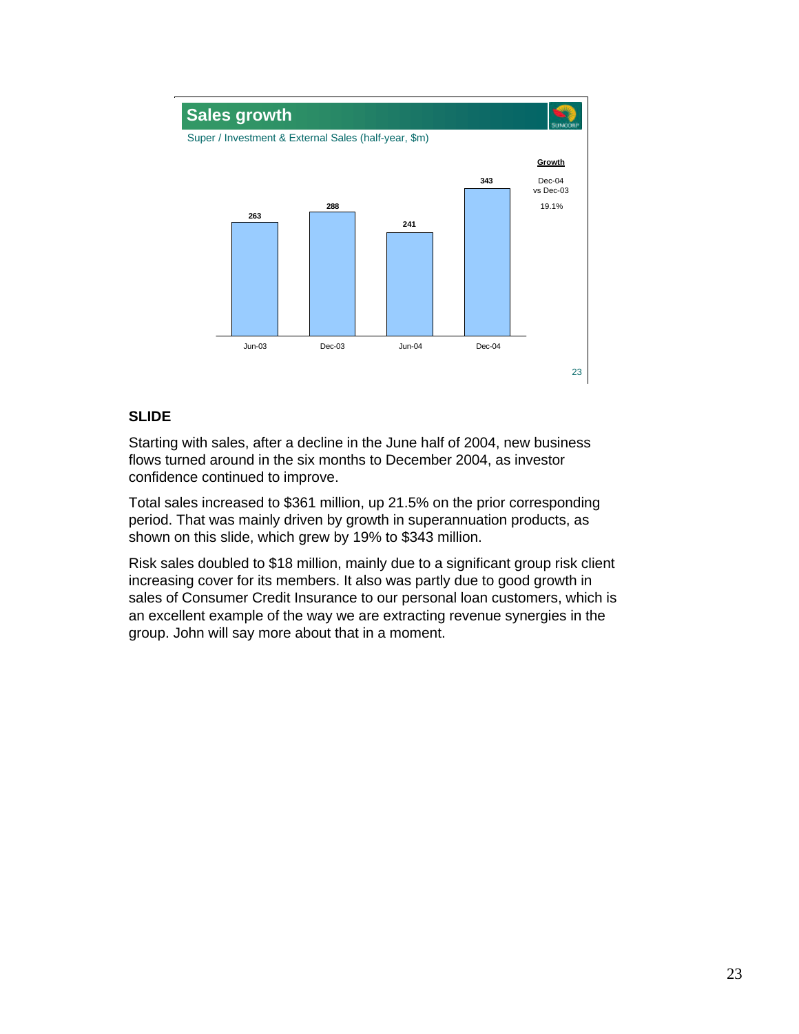## Sales growth

Super / Investment & External Sales (half-year, $m)

| | Jun-03 | Dec-03 | Jun-04 | Dec-04 |
|---|---|---|---|---|
| Sales ($m) | 263 | 288 | 241 | 343 |

**Growth**

Dec-04 vs Dec-03

19.1%

### SLIDE

Starting with sales, after a decline in the June half of 2004, new business flows turned around in the six months to December 2004, as investor confidence continued to improve.

Total sales increased to $361 million, up 21.5% on the prior corresponding period. That was mainly driven by growth in superannuation products, as shown on this slide, which grew by 19% to $343 million.

Risk sales doubled to $18 million, mainly due to a significant group risk client increasing cover for its members. It also was partly due to good growth in sales of Consumer Credit Insurance to our personal loan customers, which is an excellent example of the way we are extracting revenue synergies in the group. John will say more about that in a moment.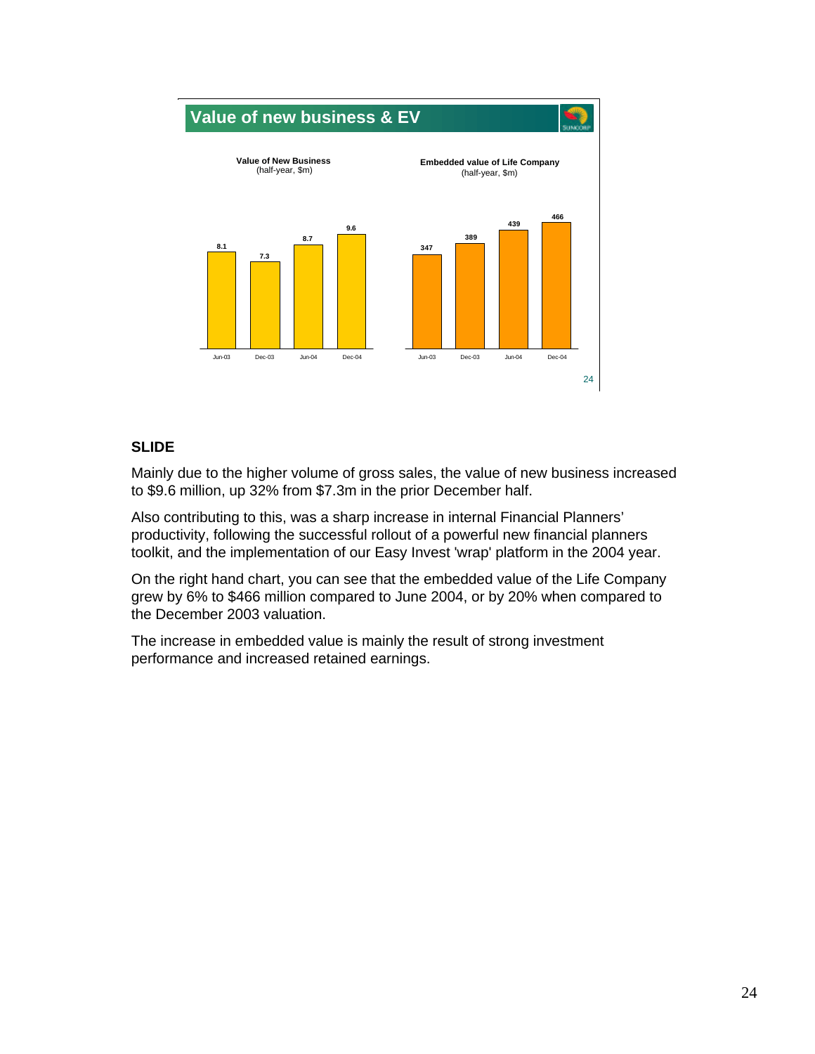## Value of new business & EV

**Value of New Business**
(half-year, $m)

| Jun-03 | Dec-03 | Jun-04 | Dec-04 |
|---|---|---|---|
| 8.1 | 7.3 | 8.7 | 9.6 |

**Embedded value of Life Company**
(half-year, $m)

| Jun-03 | Dec-03 | Jun-04 | Dec-04 |
|---|---|---|---|
| 347 | 389 | 439 | 466 |

**SLIDE**

Mainly due to the higher volume of gross sales, the value of new business increased to $9.6 million, up 32% from $7.3m in the prior December half.

Also contributing to this, was a sharp increase in internal Financial Planners' productivity, following the successful rollout of a powerful new financial planners toolkit, and the implementation of our Easy Invest 'wrap' platform in the 2004 year.

On the right hand chart, you can see that the embedded value of the Life Company grew by 6% to $466 million compared to June 2004, or by 20% when compared to the December 2003 valuation.

The increase in embedded value is mainly the result of strong investment performance and increased retained earnings.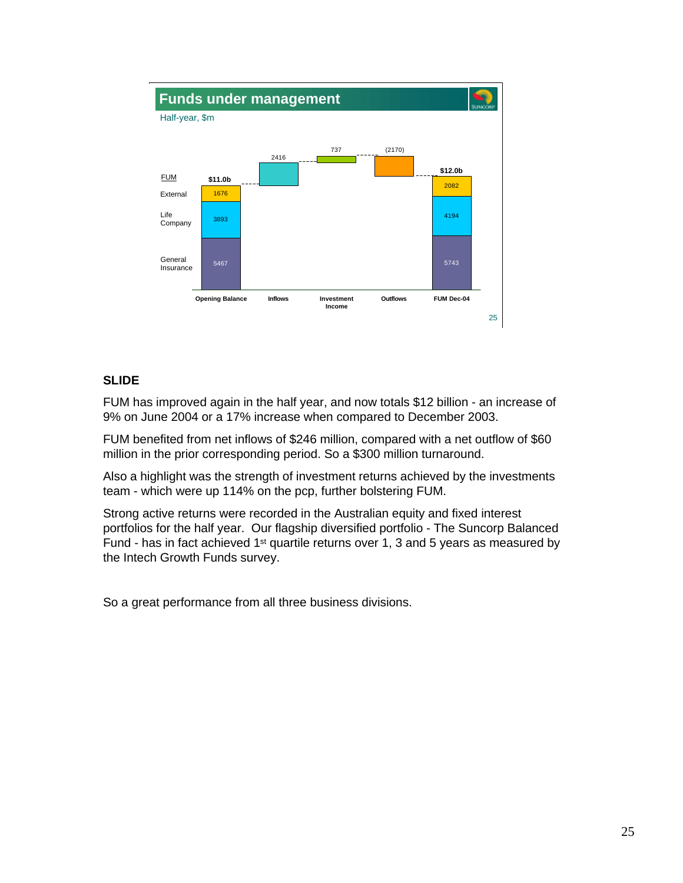## Funds under management

Half-year, $m

| FUM | Opening Balance | Inflows | Investment Income | Outflows | FUM Dec-04 |
|---|---|---|---|---|---|
| Total | $11.0b | 2416 | 737 | (2170) | $12.0b |
| External | 1676 | | | | 2082 |
| Life Company | 3893 | | | | 4194 |
| General Insurance | 5467 | | | | 5743 |

**SLIDE**

FUM has improved again in the half year, and now totals $12 billion - an increase of 9% on June 2004 or a 17% increase when compared to December 2003.

FUM benefited from net inflows of $246 million, compared with a net outflow of $60 million in the prior corresponding period. So a $300 million turnaround.

Also a highlight was the strength of investment returns achieved by the investments team - which were up 114% on the pcp, further bolstering FUM.

Strong active returns were recorded in the Australian equity and fixed interest portfolios for the half year. Our flagship diversified portfolio - The Suncorp Balanced Fund - has in fact achieved 1st quartile returns over 1, 3 and 5 years as measured by the Intech Growth Funds survey.

So a great performance from all three business divisions.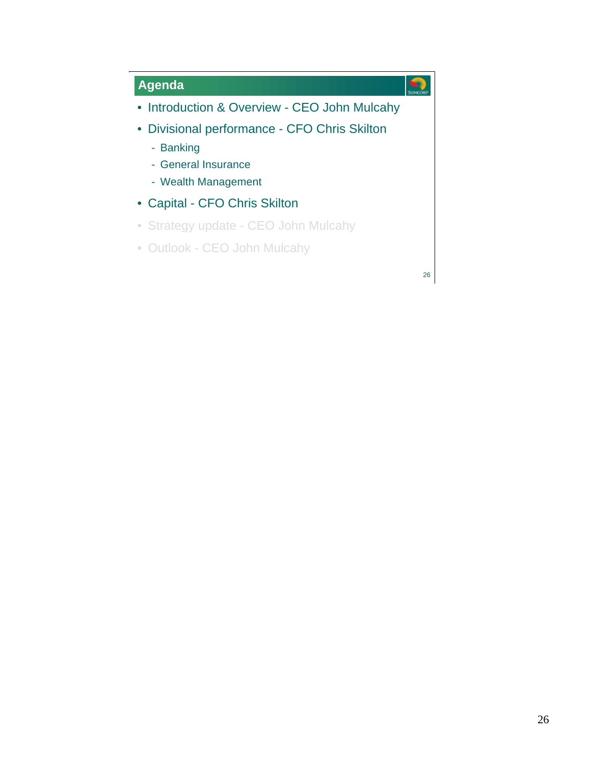## Agenda

- Introduction & Overview - CEO John Mulcahy
- Divisional performance - CFO Chris Skilton
  - Banking
  - General Insurance
  - Wealth Management
- Capital - CFO Chris Skilton
- Strategy update - CEO John Mulcahy
- Outlook - CEO John Mulcahy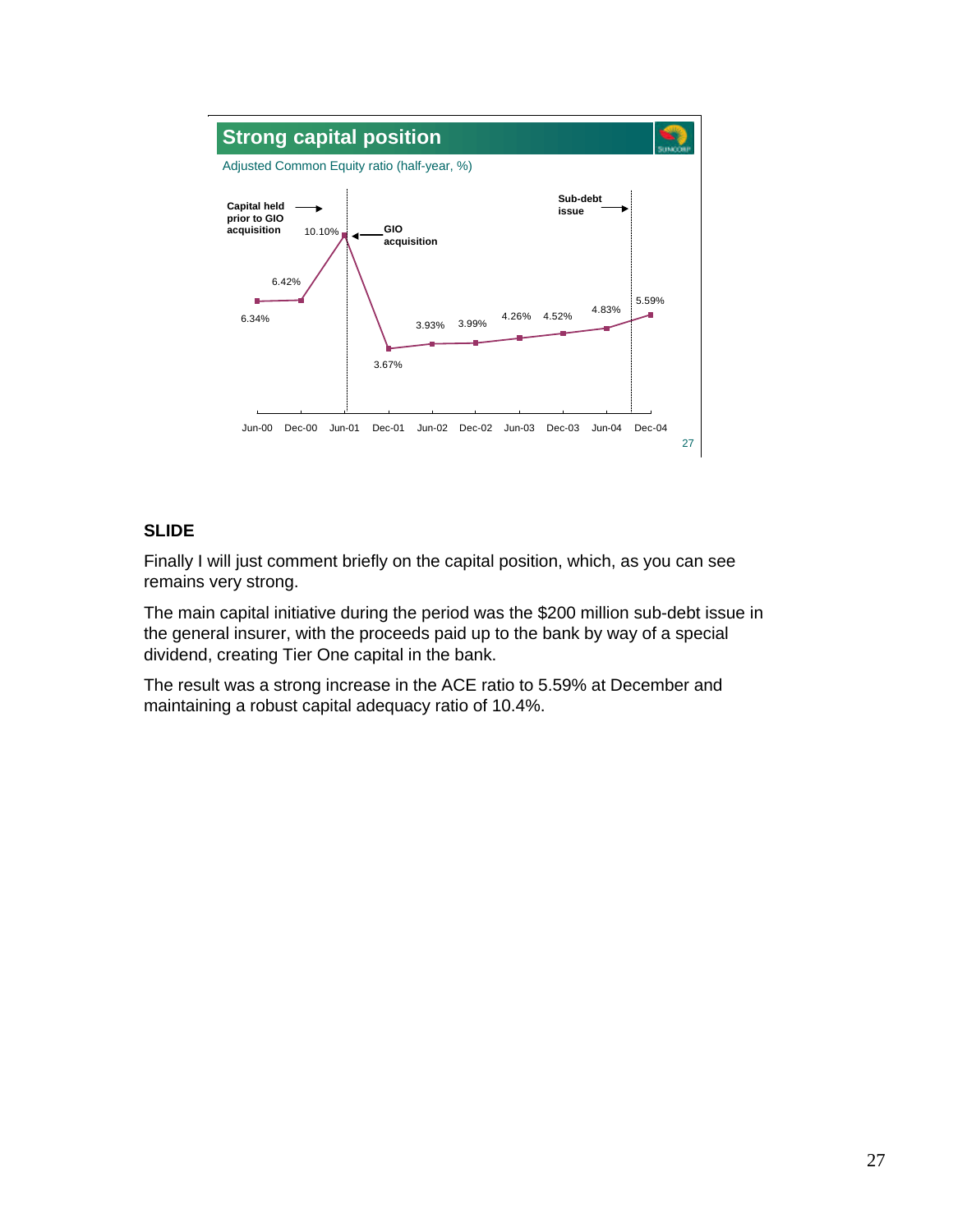## Strong capital position

Adjusted Common Equity ratio (half-year, %)

| Period | ACE ratio |
|---|---|
| Jun-00 | 6.34% |
| Dec-00 | 6.42% |
| Jun-01 | 10.10% |
| Dec-01 | 3.67% |
| Jun-02 | 3.93% |
| Dec-02 | 3.99% |
| Jun-03 | 4.26% |
| Dec-03 | 4.52% |
| Jun-04 | 4.83% |
| Dec-04 | 5.59% |

Capital held prior to GIO acquisition → | ← GIO acquisition | Sub-debt issue →

**SLIDE**

Finally I will just comment briefly on the capital position, which, as you can see remains very strong.

The main capital initiative during the period was the $200 million sub-debt issue in the general insurer, with the proceeds paid up to the bank by way of a special dividend, creating Tier One capital in the bank.

The result was a strong increase in the ACE ratio to 5.59% at December and maintaining a robust capital adequacy ratio of 10.4%.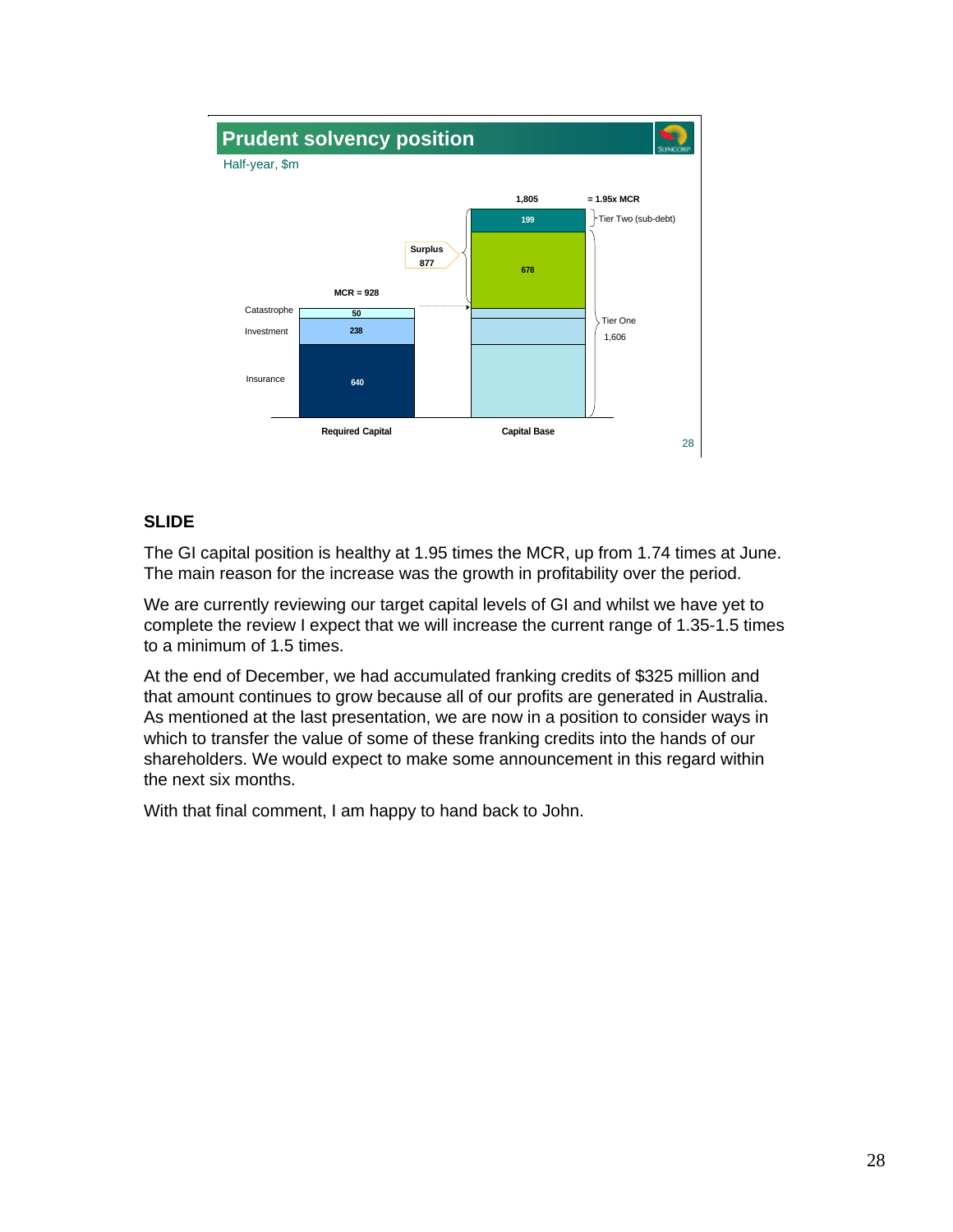## Prudent solvency position

Half-year, $m

| | Required Capital | Capital Base |
|---|---|---|
| Catastrophe | 50 | |
| Investment | 238 | |
| Insurance | 640 | |
| MCR = 928 | | |
| Surplus 877 | | 678 |
| Tier Two (sub-debt) | | 199 |
| Tier One | | 1,606 |
| Total | | 1,805 = 1.95x MCR |

**SLIDE**

The GI capital position is healthy at 1.95 times the MCR, up from 1.74 times at June. The main reason for the increase was the growth in profitability over the period.

We are currently reviewing our target capital levels of GI and whilst we have yet to complete the review I expect that we will increase the current range of 1.35-1.5 times to a minimum of 1.5 times.

At the end of December, we had accumulated franking credits of $325 million and that amount continues to grow because all of our profits are generated in Australia. As mentioned at the last presentation, we are now in a position to consider ways in which to transfer the value of some of these franking credits into the hands of our shareholders. We would expect to make some announcement in this regard within the next six months.

With that final comment, I am happy to hand back to John.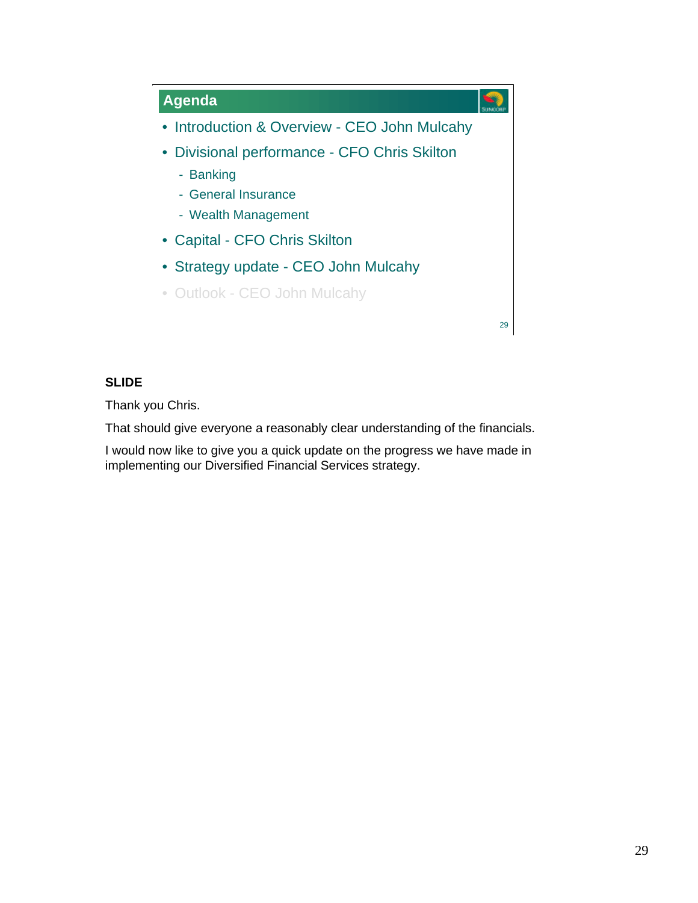## Agenda

- Introduction & Overview - CEO John Mulcahy
- Divisional performance - CFO Chris Skilton
  - Banking
  - General Insurance
  - Wealth Management
- Capital - CFO Chris Skilton
- Strategy update - CEO John Mulcahy
- Outlook - CEO John Mulcahy

**SLIDE**

Thank you Chris.

That should give everyone a reasonably clear understanding of the financials.

I would now like to give you a quick update on the progress we have made in implementing our Diversified Financial Services strategy.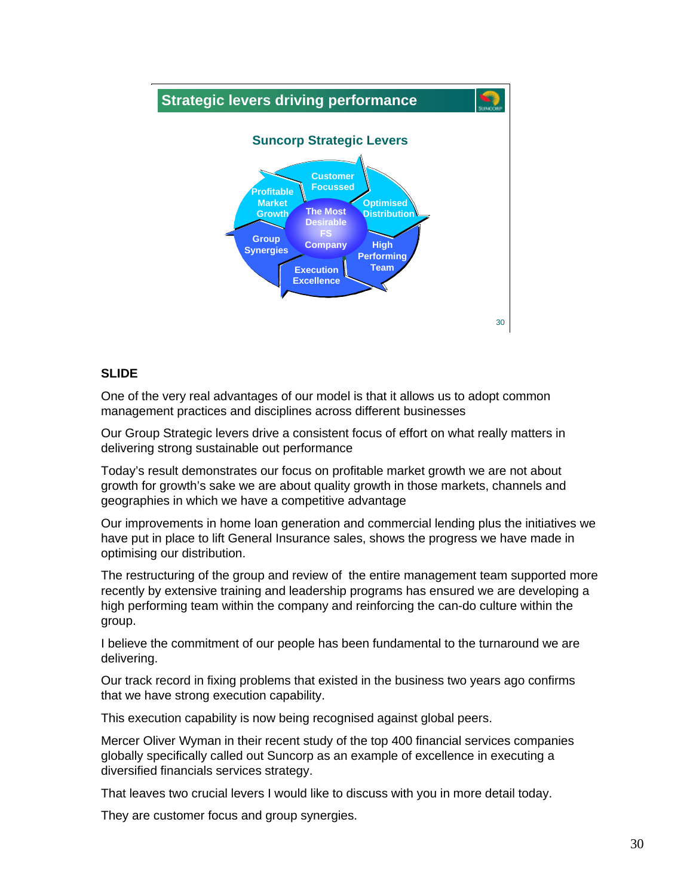## Strategic levers driving performance

### Suncorp Strategic Levers

The Most Desirable FS Company

- Customer Focussed
- Optimised Distribution
- High Performing Team
- Execution Excellence
- Group Synergies
- Profitable Market Growth

**SLIDE**

One of the very real advantages of our model is that it allows us to adopt common management practices and disciplines across different businesses

Our Group Strategic levers drive a consistent focus of effort on what really matters in delivering strong sustainable out performance

Today's result demonstrates our focus on profitable market growth we are not about growth for growth's sake we are about quality growth in those markets, channels and geographies in which we have a competitive advantage

Our improvements in home loan generation and commercial lending plus the initiatives we have put in place to lift General Insurance sales, shows the progress we have made in optimising our distribution.

The restructuring of the group and review of the entire management team supported more recently by extensive training and leadership programs has ensured we are developing a high performing team within the company and reinforcing the can-do culture within the group.

I believe the commitment of our people has been fundamental to the turnaround we are delivering.

Our track record in fixing problems that existed in the business two years ago confirms that we have strong execution capability.

This execution capability is now being recognised against global peers.

Mercer Oliver Wyman in their recent study of the top 400 financial services companies globally specifically called out Suncorp as an example of excellence in executing a diversified financials services strategy.

That leaves two crucial levers I would like to discuss with you in more detail today.

They are customer focus and group synergies.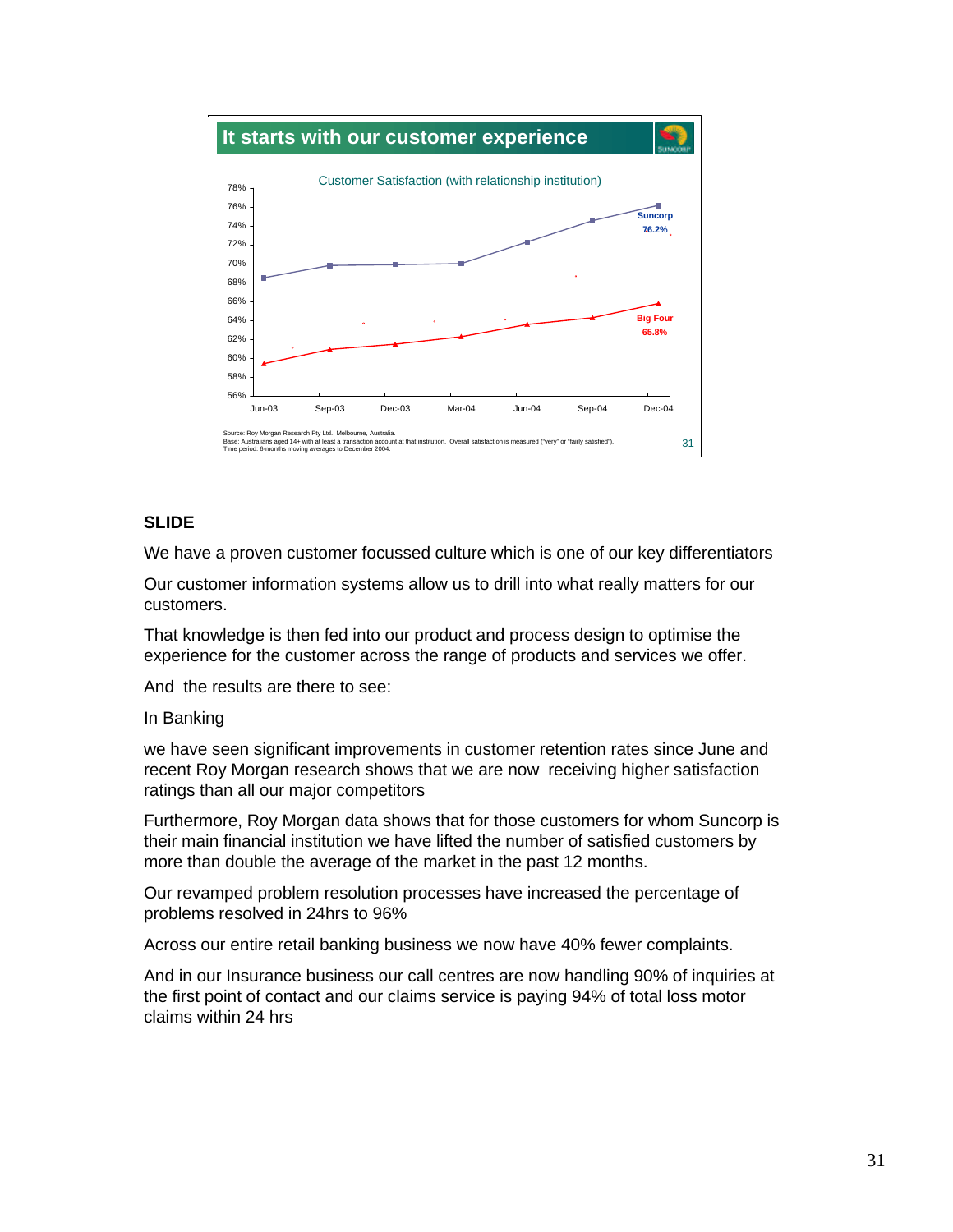## It starts with our customer experience

Customer Satisfaction (with relationship institution)

Suncorp 76.2%

Big Four 65.8%

Source: Roy Morgan Research Pty Ltd., Melbourne, Australia.
Base: Australians aged 14+ with at least a transaction account at that institution. Overall satisfaction is measured ("very" or "fairly satisfied").
Time period: 6-months moving averages to December 2004.

**SLIDE**

We have a proven customer focussed culture which is one of our key differentiators

Our customer information systems allow us to drill into what really matters for our customers.

That knowledge is then fed into our product and process design to optimise the experience for the customer across the range of products and services we offer.

And the results are there to see:

In Banking

we have seen significant improvements in customer retention rates since June and recent Roy Morgan research shows that we are now receiving higher satisfaction ratings than all our major competitors

Furthermore, Roy Morgan data shows that for those customers for whom Suncorp is their main financial institution we have lifted the number of satisfied customers by more than double the average of the market in the past 12 months.

Our revamped problem resolution processes have increased the percentage of problems resolved in 24hrs to 96%

Across our entire retail banking business we now have 40% fewer complaints.

And in our Insurance business our call centres are now handling 90% of inquiries at the first point of contact and our claims service is paying 94% of total loss motor claims within 24 hrs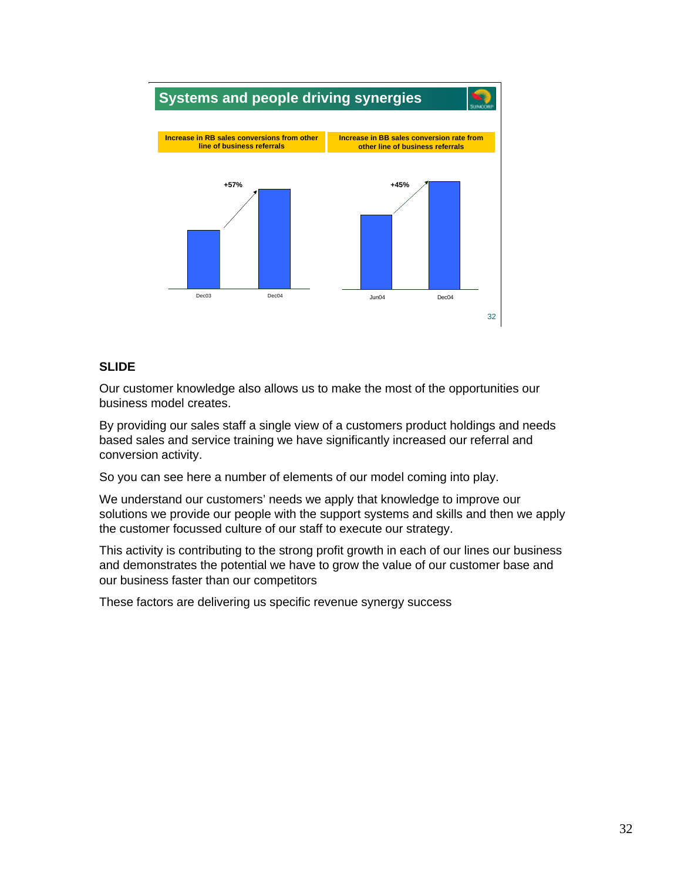## Systems and people driving synergies

**Increase in RB sales conversions from other line of business referrals**

+57%

Dec03 | Dec04

**Increase in BB sales conversion rate from other line of business referrals**

+45%

Jun04 | Dec04

**SLIDE**

Our customer knowledge also allows us to make the most of the opportunities our business model creates.

By providing our sales staff a single view of a customers product holdings and needs based sales and service training we have significantly increased our referral and conversion activity.

So you can see here a number of elements of our model coming into play.

We understand our customers' needs we apply that knowledge to improve our solutions we provide our people with the support systems and skills and then we apply the customer focussed culture of our staff to execute our strategy.

This activity is contributing to the strong profit growth in each of our lines our business and demonstrates the potential we have to grow the value of our customer base and our business faster than our competitors

These factors are delivering us specific revenue synergy success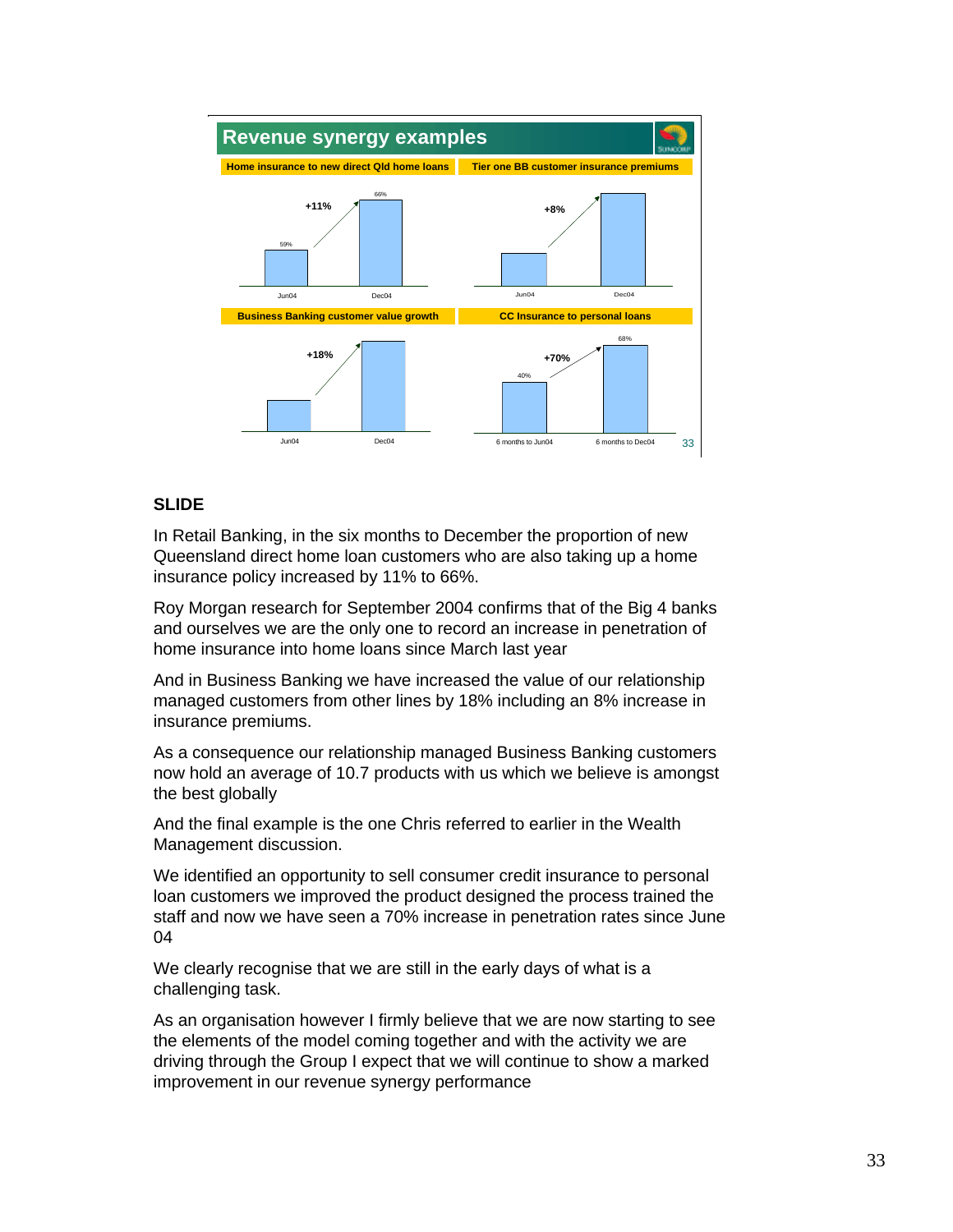## Revenue synergy examples

**Home insurance to new direct Qld home loans**

+11%

| | Jun04 | Dec04 |
|---|---|---|
| | 59% | 66% |

**Tier one BB customer insurance premiums**

+8%

Jun04 → Dec04

**Business Banking customer value growth**

+18%

Jun04 → Dec04

**CC Insurance to personal loans**

+70%

| | 6 months to Jun04 | 6 months to Dec04 |
|---|---|---|
| | 40% | 68% |

**SLIDE**

In Retail Banking, in the six months to December the proportion of new Queensland direct home loan customers who are also taking up a home insurance policy increased by 11% to 66%.

Roy Morgan research for September 2004 confirms that of the Big 4 banks and ourselves we are the only one to record an increase in penetration of home insurance into home loans since March last year

And in Business Banking we have increased the value of our relationship managed customers from other lines by 18% including an 8% increase in insurance premiums.

As a consequence our relationship managed Business Banking customers now hold an average of 10.7 products with us which we believe is amongst the best globally

And the final example is the one Chris referred to earlier in the Wealth Management discussion.

We identified an opportunity to sell consumer credit insurance to personal loan customers we improved the product designed the process trained the staff and now we have seen a 70% increase in penetration rates since June 04

We clearly recognise that we are still in the early days of what is a challenging task.

As an organisation however I firmly believe that we are now starting to see the elements of the model coming together and with the activity we are driving through the Group I expect that we will continue to show a marked improvement in our revenue synergy performance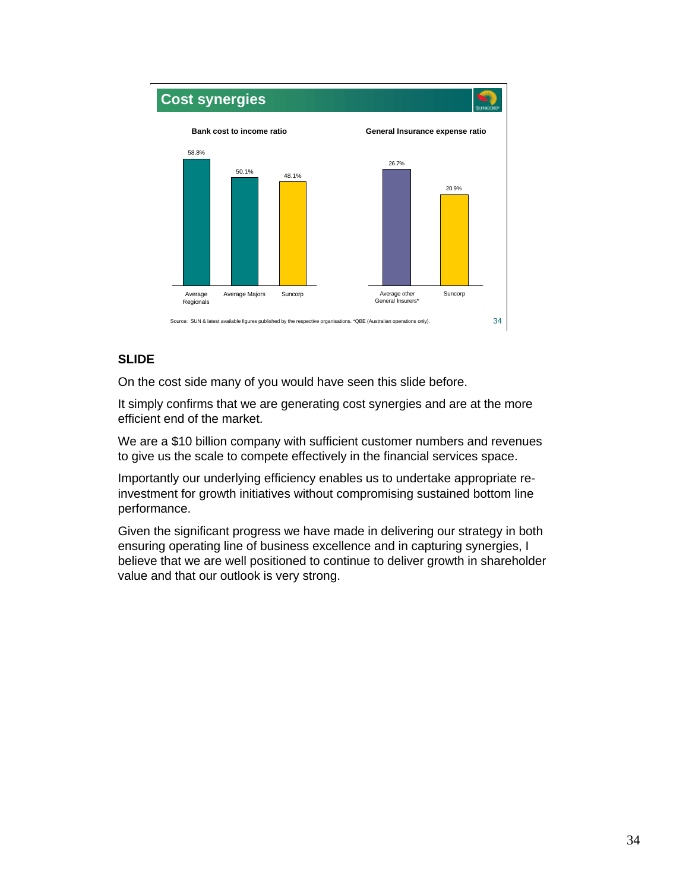## Cost synergies

**Bank cost to income ratio**

| Average Regionals | Average Majors | Suncorp |
|---|---|---|
| 58.8% | 50.1% | 48.1% |

**General Insurance expense ratio**

| Average other General Insurers* | Suncorp |
|---|---|
| 26.7% | 20.9% |

Source: SUN & latest available figures published by the respective organisations. *QBE (Australian operations only).

**SLIDE**

On the cost side many of you would have seen this slide before.

It simply confirms that we are generating cost synergies and are at the more efficient end of the market.

We are a $10 billion company with sufficient customer numbers and revenues to give us the scale to compete effectively in the financial services space.

Importantly our underlying efficiency enables us to undertake appropriate re-investment for growth initiatives without compromising sustained bottom line performance.

Given the significant progress we have made in delivering our strategy in both ensuring operating line of business excellence and in capturing synergies, I believe that we are well positioned to continue to deliver growth in shareholder value and that our outlook is very strong.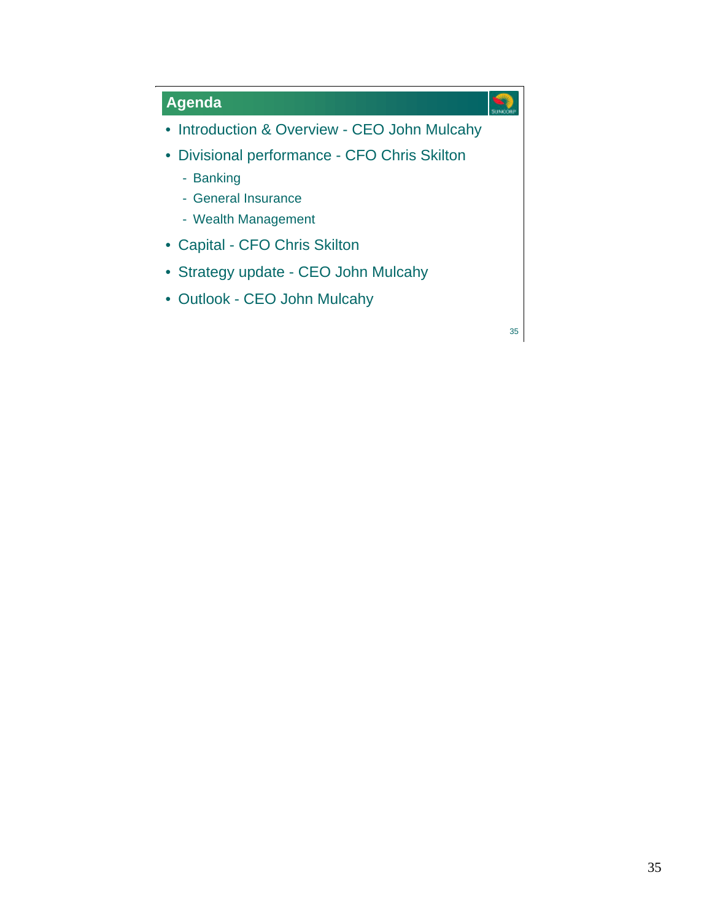## Agenda

- Introduction & Overview - CEO John Mulcahy
- Divisional performance - CFO Chris Skilton
  - Banking
  - General Insurance
  - Wealth Management
- Capital - CFO Chris Skilton
- Strategy update - CEO John Mulcahy
- Outlook - CEO John Mulcahy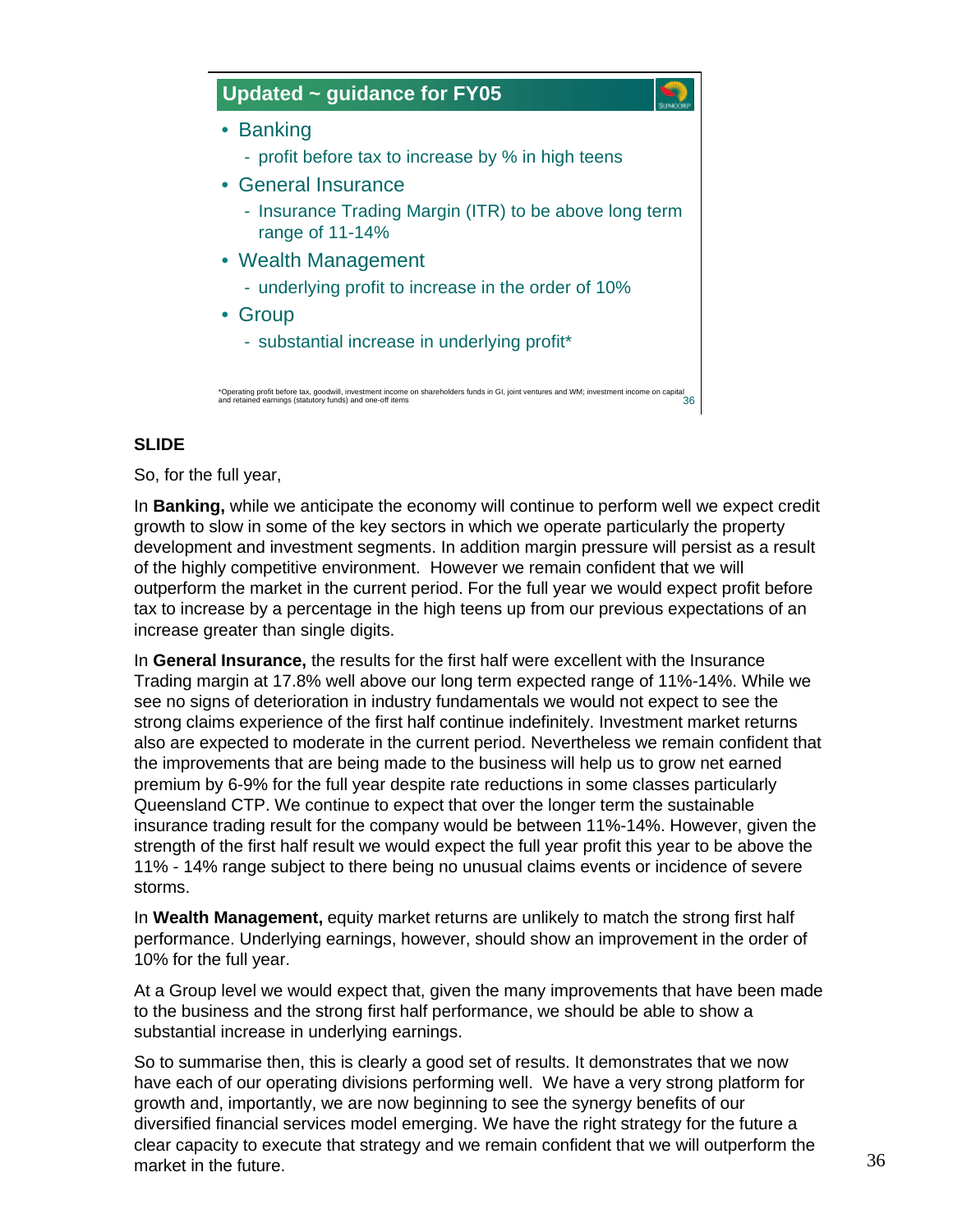## Updated ~ guidance for FY05

- Banking
  - profit before tax to increase by % in high teens
- General Insurance
  - Insurance Trading Margin (ITR) to be above long term range of 11-14%
- Wealth Management
  - underlying profit to increase in the order of 10%
- Group
  - substantial increase in underlying profit*

*Operating profit before tax, goodwill, investment income on shareholders funds in GI, joint ventures and WM; investment income on capital and retained earnings (statutory funds) and one-off items

**SLIDE**

So, for the full year,

In **Banking,** while we anticipate the economy will continue to perform well we expect credit growth to slow in some of the key sectors in which we operate particularly the property development and investment segments. In addition margin pressure will persist as a result of the highly competitive environment. However we remain confident that we will outperform the market in the current period. For the full year we would expect profit before tax to increase by a percentage in the high teens up from our previous expectations of an increase greater than single digits.

In **General Insurance,** the results for the first half were excellent with the Insurance Trading margin at 17.8% well above our long term expected range of 11%-14%. While we see no signs of deterioration in industry fundamentals we would not expect to see the strong claims experience of the first half continue indefinitely. Investment market returns also are expected to moderate in the current period. Nevertheless we remain confident that the improvements that are being made to the business will help us to grow net earned premium by 6-9% for the full year despite rate reductions in some classes particularly Queensland CTP. We continue to expect that over the longer term the sustainable insurance trading result for the company would be between 11%-14%. However, given the strength of the first half result we would expect the full year profit this year to be above the 11% - 14% range subject to there being no unusual claims events or incidence of severe storms.

In **Wealth Management,** equity market returns are unlikely to match the strong first half performance. Underlying earnings, however, should show an improvement in the order of 10% for the full year.

At a Group level we would expect that, given the many improvements that have been made to the business and the strong first half performance, we should be able to show a substantial increase in underlying earnings.

So to summarise then, this is clearly a good set of results. It demonstrates that we now have each of our operating divisions performing well. We have a very strong platform for growth and, importantly, we are now beginning to see the synergy benefits of our diversified financial services model emerging. We have the right strategy for the future a clear capacity to execute that strategy and we remain confident that we will outperform the market in the future.